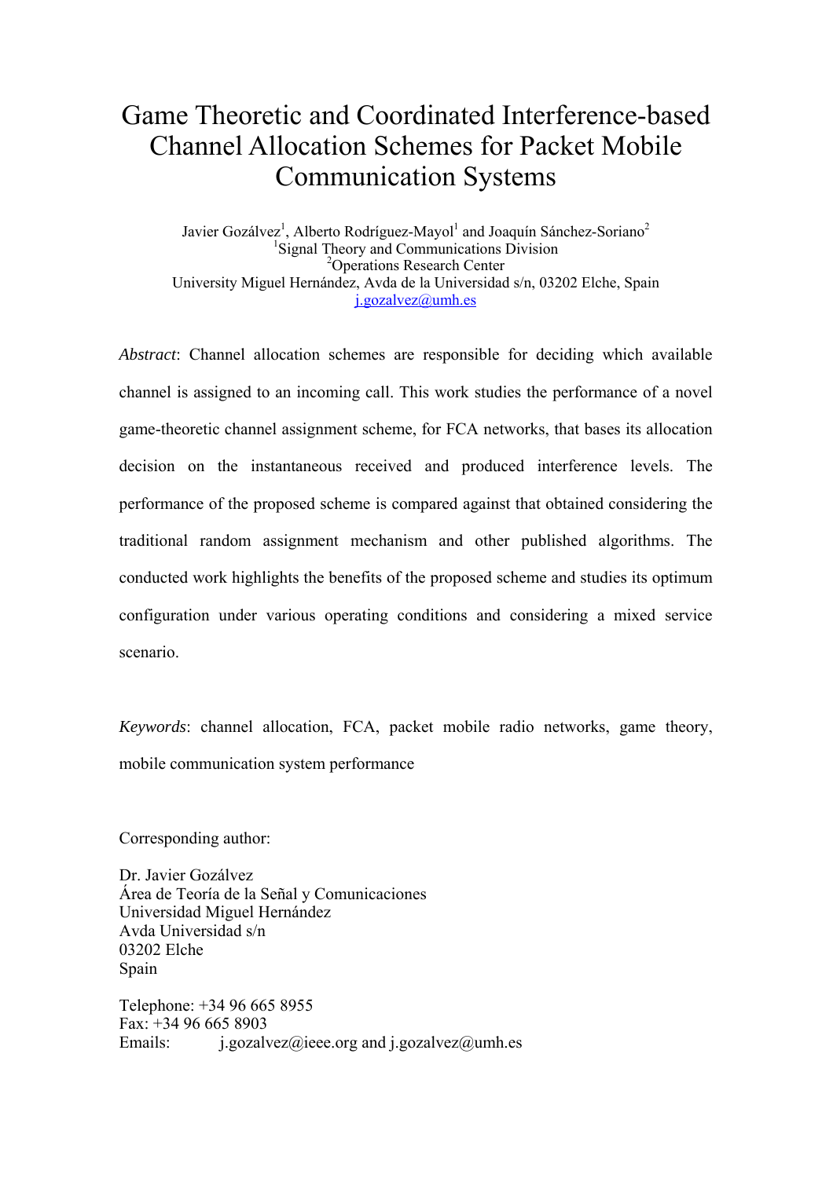# Game Theoretic and Coordinated Interference-based Channel Allocation Schemes for Packet Mobile Communication Systems

Javier Gozálvez[1], Alberto Rodríguez-Mayol[1] and Joaquín Sánchez-Soriano[2]

[1]Signal Theory and Communications Division

[2]Operations Research Center

University Miguel Hernández, Avda de la Universidad s/n, 03202 Elche, Spain

j.gozalvez@umh.es

*Abstract*: Channel allocation schemes are responsible for deciding which available channel is assigned to an incoming call. This work studies the performance of a novel game-theoretic channel assignment scheme, for FCA networks, that bases its allocation decision on the instantaneous received and produced interference levels. The performance of the proposed scheme is compared against that obtained considering the traditional random assignment mechanism and other published algorithms. The conducted work highlights the benefits of the proposed scheme and studies its optimum configuration under various operating conditions and considering a mixed service scenario.

*Keywords*: channel allocation, FCA, packet mobile radio networks, game theory, mobile communication system performance

Corresponding author:

Dr. Javier Gozálvez
Área de Teoría de la Señal y Comunicaciones
Universidad Miguel Hernández
Avda Universidad s/n
03202 Elche
Spain

Telephone: +34 96 665 8955
Fax: +34 96 665 8903
Emails: j.gozalvez@ieee.org and j.gozalvez@umh.es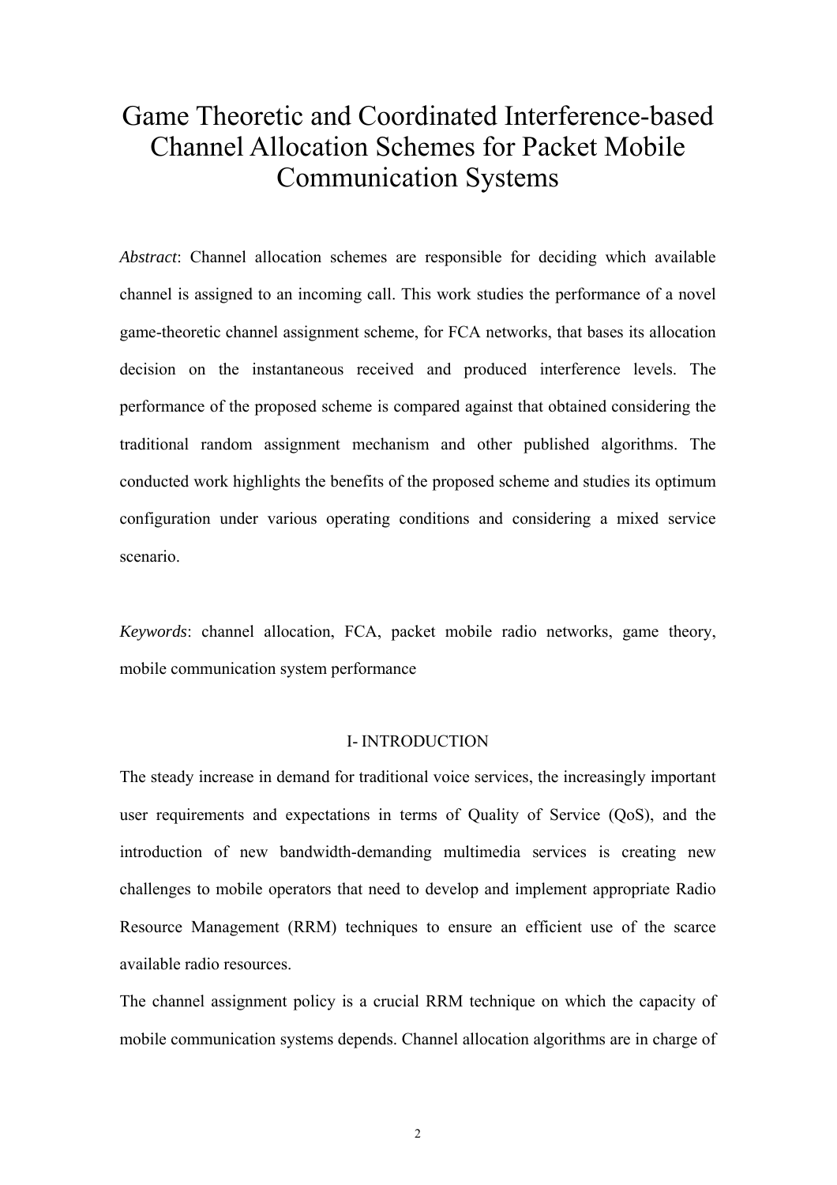# Game Theoretic and Coordinated Interference-based Channel Allocation Schemes for Packet Mobile Communication Systems

*Abstract*: Channel allocation schemes are responsible for deciding which available channel is assigned to an incoming call. This work studies the performance of a novel game-theoretic channel assignment scheme, for FCA networks, that bases its allocation decision on the instantaneous received and produced interference levels. The performance of the proposed scheme is compared against that obtained considering the traditional random assignment mechanism and other published algorithms. The conducted work highlights the benefits of the proposed scheme and studies its optimum configuration under various operating conditions and considering a mixed service scenario.

*Keywords*: channel allocation, FCA, packet mobile radio networks, game theory, mobile communication system performance

## I- INTRODUCTION

The steady increase in demand for traditional voice services, the increasingly important user requirements and expectations in terms of Quality of Service (QoS), and the introduction of new bandwidth-demanding multimedia services is creating new challenges to mobile operators that need to develop and implement appropriate Radio Resource Management (RRM) techniques to ensure an efficient use of the scarce available radio resources.

The channel assignment policy is a crucial RRM technique on which the capacity of mobile communication systems depends. Channel allocation algorithms are in charge of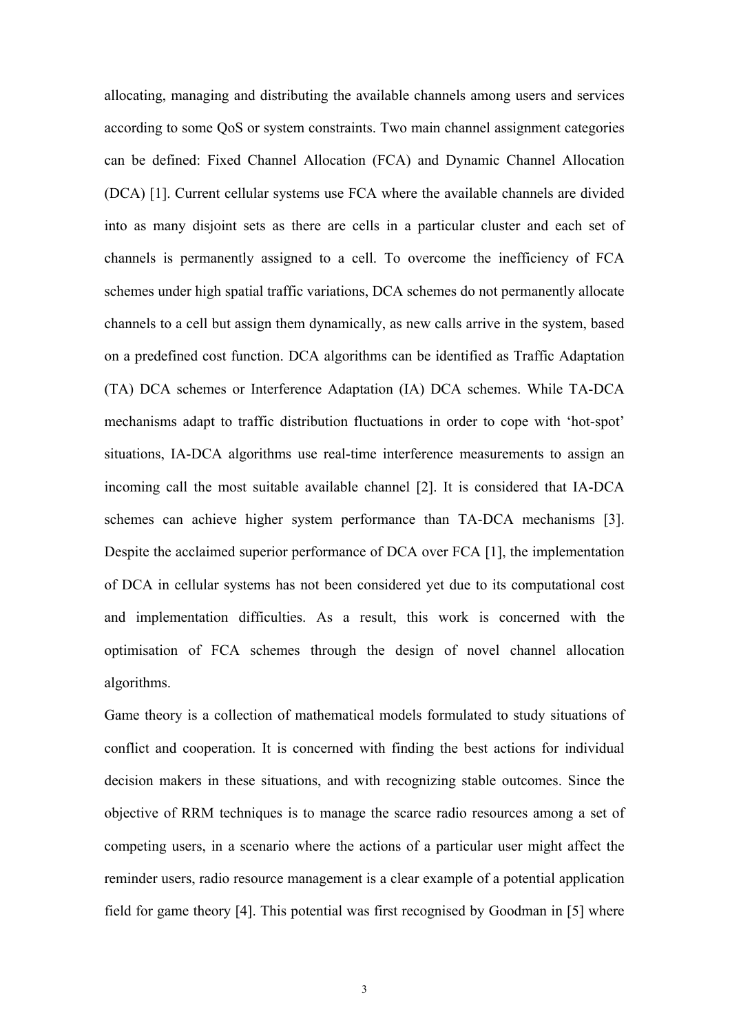allocating, managing and distributing the available channels among users and services according to some QoS or system constraints. Two main channel assignment categories can be defined: Fixed Channel Allocation (FCA) and Dynamic Channel Allocation (DCA) [1]. Current cellular systems use FCA where the available channels are divided into as many disjoint sets as there are cells in a particular cluster and each set of channels is permanently assigned to a cell. To overcome the inefficiency of FCA schemes under high spatial traffic variations, DCA schemes do not permanently allocate channels to a cell but assign them dynamically, as new calls arrive in the system, based on a predefined cost function. DCA algorithms can be identified as Traffic Adaptation (TA) DCA schemes or Interference Adaptation (IA) DCA schemes. While TA-DCA mechanisms adapt to traffic distribution fluctuations in order to cope with 'hot-spot' situations, IA-DCA algorithms use real-time interference measurements to assign an incoming call the most suitable available channel [2]. It is considered that IA-DCA schemes can achieve higher system performance than TA-DCA mechanisms [3]. Despite the acclaimed superior performance of DCA over FCA [1], the implementation of DCA in cellular systems has not been considered yet due to its computational cost and implementation difficulties. As a result, this work is concerned with the optimisation of FCA schemes through the design of novel channel allocation algorithms.

Game theory is a collection of mathematical models formulated to study situations of conflict and cooperation. It is concerned with finding the best actions for individual decision makers in these situations, and with recognizing stable outcomes. Since the objective of RRM techniques is to manage the scarce radio resources among a set of competing users, in a scenario where the actions of a particular user might affect the reminder users, radio resource management is a clear example of a potential application field for game theory [4]. This potential was first recognised by Goodman in [5] where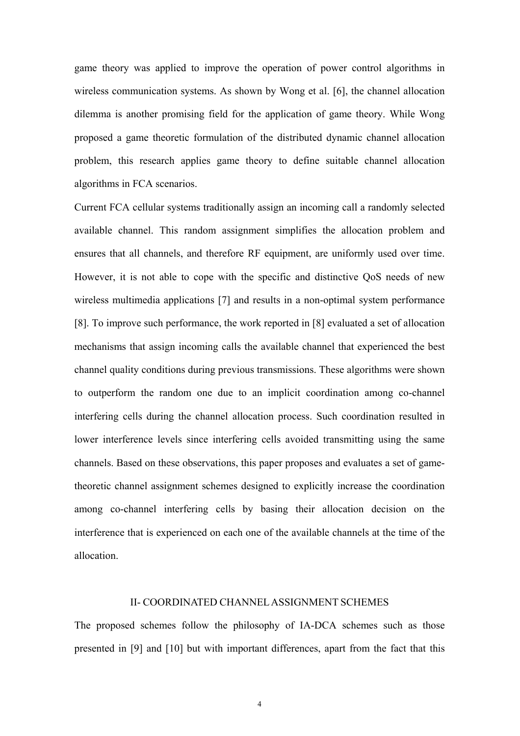game theory was applied to improve the operation of power control algorithms in wireless communication systems. As shown by Wong et al. [6], the channel allocation dilemma is another promising field for the application of game theory. While Wong proposed a game theoretic formulation of the distributed dynamic channel allocation problem, this research applies game theory to define suitable channel allocation algorithms in FCA scenarios.

Current FCA cellular systems traditionally assign an incoming call a randomly selected available channel. This random assignment simplifies the allocation problem and ensures that all channels, and therefore RF equipment, are uniformly used over time. However, it is not able to cope with the specific and distinctive QoS needs of new wireless multimedia applications [7] and results in a non-optimal system performance [8]. To improve such performance, the work reported in [8] evaluated a set of allocation mechanisms that assign incoming calls the available channel that experienced the best channel quality conditions during previous transmissions. These algorithms were shown to outperform the random one due to an implicit coordination among co-channel interfering cells during the channel allocation process. Such coordination resulted in lower interference levels since interfering cells avoided transmitting using the same channels. Based on these observations, this paper proposes and evaluates a set of game-theoretic channel assignment schemes designed to explicitly increase the coordination among co-channel interfering cells by basing their allocation decision on the interference that is experienced on each one of the available channels at the time of the allocation.

## II- COORDINATED CHANNEL ASSIGNMENT SCHEMES

The proposed schemes follow the philosophy of IA-DCA schemes such as those presented in [9] and [10] but with important differences, apart from the fact that this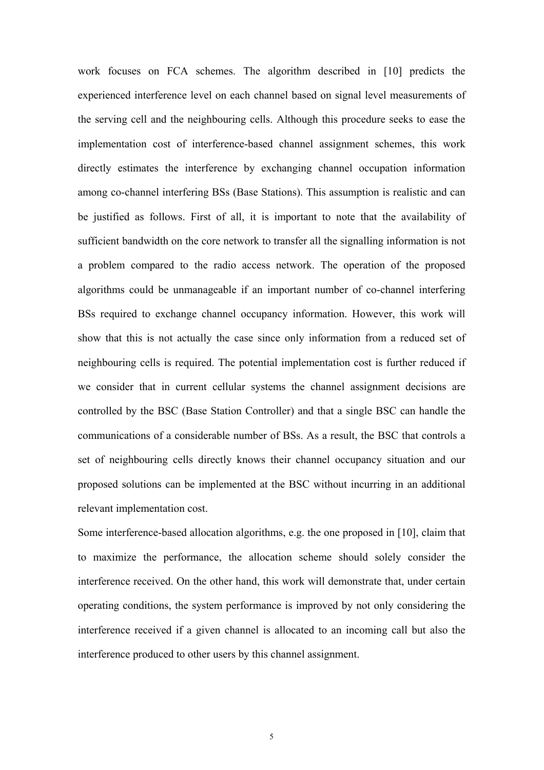work focuses on FCA schemes. The algorithm described in [10] predicts the experienced interference level on each channel based on signal level measurements of the serving cell and the neighbouring cells. Although this procedure seeks to ease the implementation cost of interference-based channel assignment schemes, this work directly estimates the interference by exchanging channel occupation information among co-channel interfering BSs (Base Stations). This assumption is realistic and can be justified as follows. First of all, it is important to note that the availability of sufficient bandwidth on the core network to transfer all the signalling information is not a problem compared to the radio access network. The operation of the proposed algorithms could be unmanageable if an important number of co-channel interfering BSs required to exchange channel occupancy information. However, this work will show that this is not actually the case since only information from a reduced set of neighbouring cells is required. The potential implementation cost is further reduced if we consider that in current cellular systems the channel assignment decisions are controlled by the BSC (Base Station Controller) and that a single BSC can handle the communications of a considerable number of BSs. As a result, the BSC that controls a set of neighbouring cells directly knows their channel occupancy situation and our proposed solutions can be implemented at the BSC without incurring in an additional relevant implementation cost.

Some interference-based allocation algorithms, e.g. the one proposed in [10], claim that to maximize the performance, the allocation scheme should solely consider the interference received. On the other hand, this work will demonstrate that, under certain operating conditions, the system performance is improved by not only considering the interference received if a given channel is allocated to an incoming call but also the interference produced to other users by this channel assignment.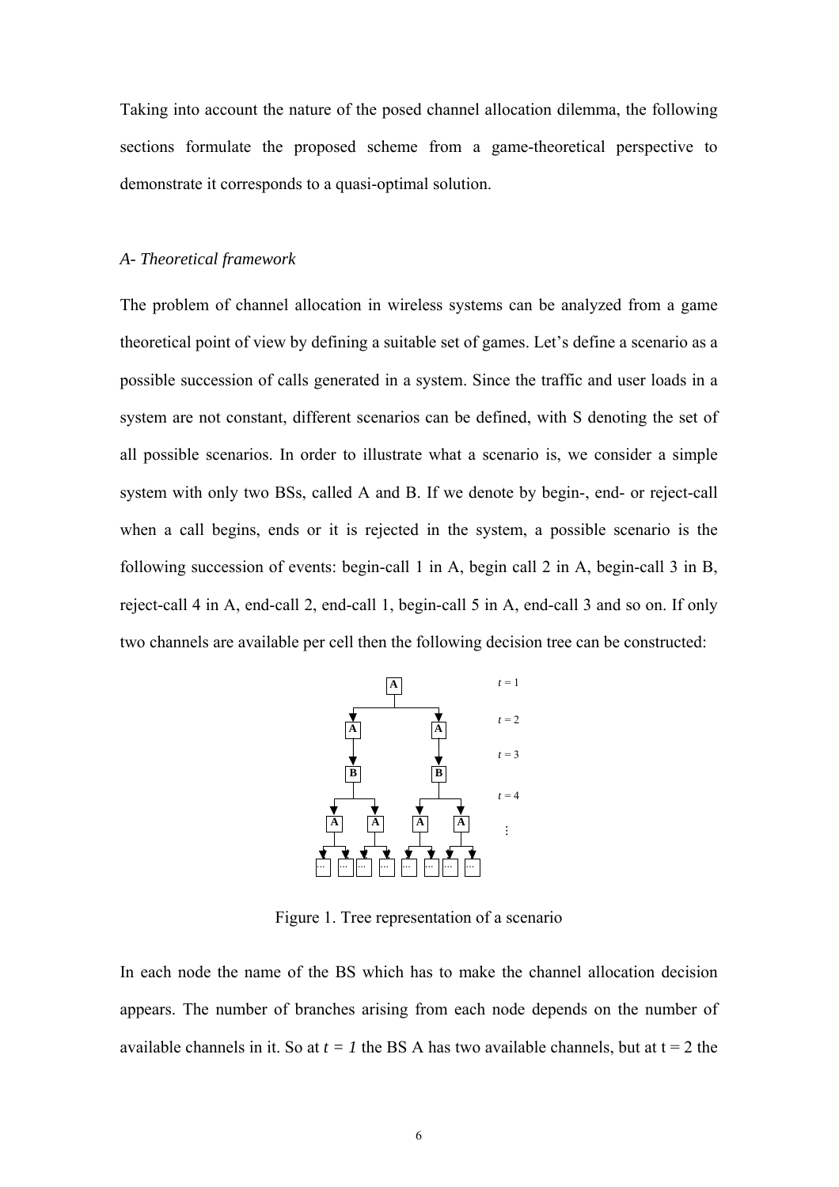Taking into account the nature of the posed channel allocation dilemma, the following sections formulate the proposed scheme from a game-theoretical perspective to demonstrate it corresponds to a quasi-optimal solution.

*A- Theoretical framework*

The problem of channel allocation in wireless systems can be analyzed from a game theoretical point of view by defining a suitable set of games. Let's define a scenario as a possible succession of calls generated in a system. Since the traffic and user loads in a system are not constant, different scenarios can be defined, with S denoting the set of all possible scenarios. In order to illustrate what a scenario is, we consider a simple system with only two BSs, called A and B. If we denote by begin-, end- or reject-call when a call begins, ends or it is rejected in the system, a possible scenario is the following succession of events: begin-call 1 in A, begin call 2 in A, begin-call 3 in B, reject-call 4 in A, end-call 2, end-call 1, begin-call 5 in A, end-call 3 and so on. If only two channels are available per cell then the following decision tree can be constructed:

Figure 1. Tree representation of a scenario

In each node the name of the BS which has to make the channel allocation decision appears. The number of branches arising from each node depends on the number of available channels in it. So at $t = 1$ the BS A has two available channels, but at t = 2 the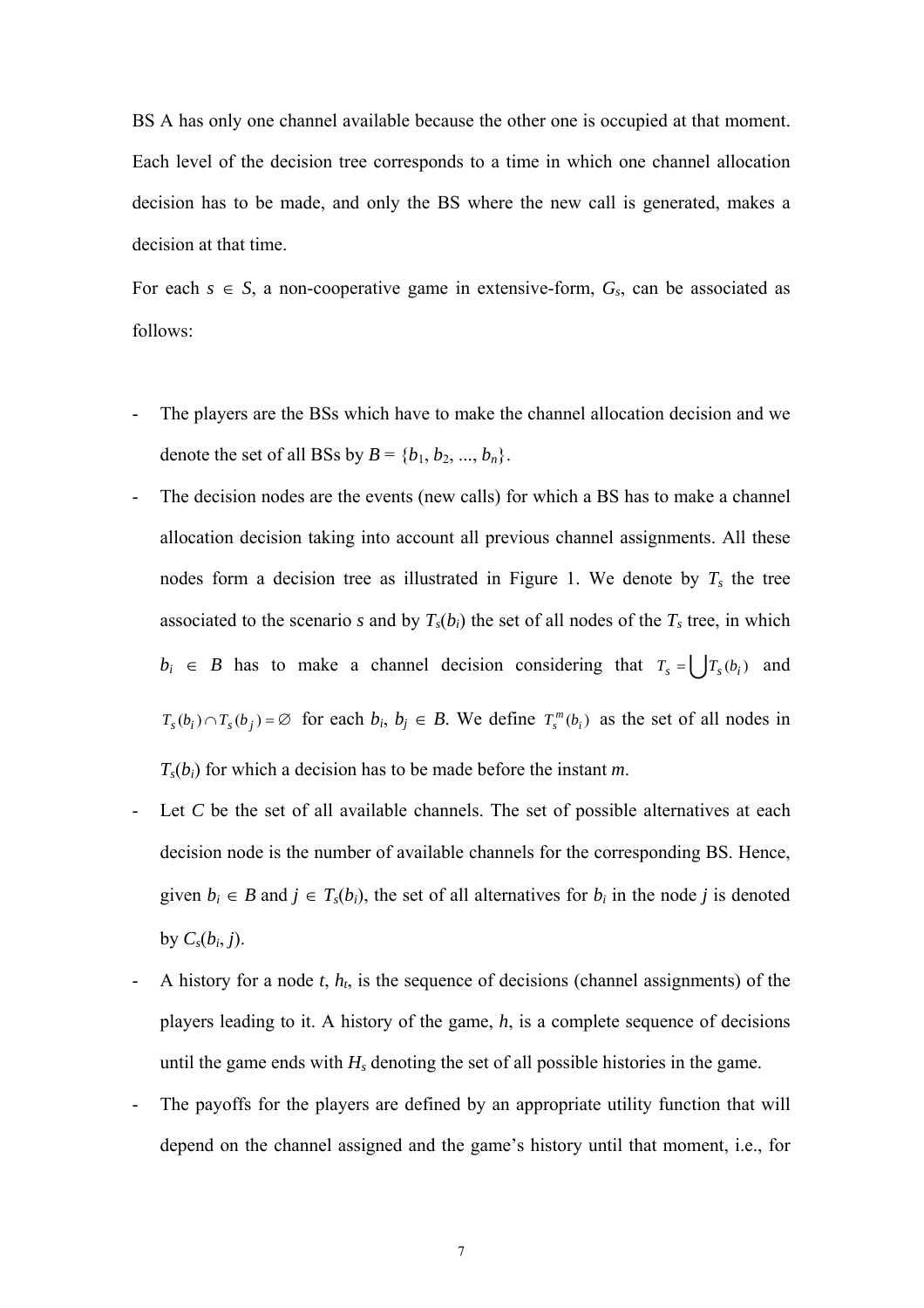BS A has only one channel available because the other one is occupied at that moment. Each level of the decision tree corresponds to a time in which one channel allocation decision has to be made, and only the BS where the new call is generated, makes a decision at that time.

For each $s \in S$, a non-cooperative game in extensive-form, $G_s$, can be associated as follows:

- The players are the BSs which have to make the channel allocation decision and we denote the set of all BSs by $B = \{b_1, b_2, ..., b_n\}$.
- The decision nodes are the events (new calls) for which a BS has to make a channel allocation decision taking into account all previous channel assignments. All these nodes form a decision tree as illustrated in Figure 1. We denote by $T_s$ the tree associated to the scenario *s* and by $T_s(b_i)$ the set of all nodes of the $T_s$ tree, in which $b_i \in B$ has to make a channel decision considering that $T_s = \bigcup T_s(b_i)$ and $T_s(b_i) \cap T_s(b_j) = \varnothing$ for each $b_i$, $b_j \in B$. We define $T_s^m(b_i)$ as the set of all nodes in $T_s(b_i)$ for which a decision has to be made before the instant *m*.
- Let *C* be the set of all available channels. The set of possible alternatives at each decision node is the number of available channels for the corresponding BS. Hence, given $b_i \in B$ and $j \in T_s(b_i)$, the set of all alternatives for $b_i$ in the node *j* is denoted by $C_s(b_i, j)$.
- A history for a node *t*, $h_t$, is the sequence of decisions (channel assignments) of the players leading to it. A history of the game, *h*, is a complete sequence of decisions until the game ends with $H_s$ denoting the set of all possible histories in the game.
- The payoffs for the players are defined by an appropriate utility function that will depend on the channel assigned and the game's history until that moment, i.e., for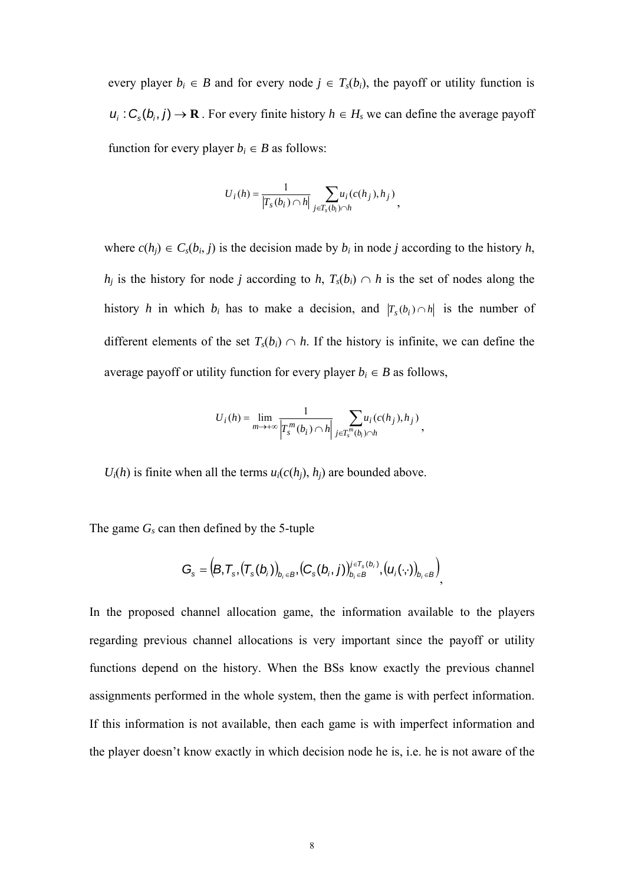every player $b_i \in B$ and for every node $j \in T_s(b_i)$, the payoff or utility function is $u_i : C_s(b_i, j) \rightarrow \mathbf{R}$. For every finite history $h \in H_s$ we can define the average payoff function for every player $b_i \in B$ as follows:

$$U_i(h) = \frac{1}{|T_s(b_i) \cap h|} \sum_{j \in T_s(b_i) \cap h} u_i(c(h_j), h_j),$$

where $c(h_j) \in C_s(b_i, j)$ is the decision made by $b_i$ in node $j$ according to the history $h$, $h_j$ is the history for node $j$ according to $h$, $T_s(b_i) \cap h$ is the set of nodes along the history $h$ in which $b_i$ has to make a decision, and $|T_s(b_i) \cap h|$ is the number of different elements of the set $T_s(b_i) \cap h$. If the history is infinite, we can define the average payoff or utility function for every player $b_i \in B$ as follows,

$$U_i(h) = \lim_{m \to +\infty} \frac{1}{|T_s^m(b_i) \cap h|} \sum_{j \in T_s^m(b_i) \cap h} u_i(c(h_j), h_j),$$

$U_i(h)$ is finite when all the terms $u_i(c(h_j), h_j)$ are bounded above.

The game $G_s$ can then defined by the 5-tuple

$$G_s = \left(B, T_s, (T_s(b_i))_{b_i \in B}, (C_s(b_i, j))_{b_i \in B}^{j \in T_s(b_i)}, (u_i(\cdot,\cdot))_{b_i \in B}\right),$$

In the proposed channel allocation game, the information available to the players regarding previous channel allocations is very important since the payoff or utility functions depend on the history. When the BSs know exactly the previous channel assignments performed in the whole system, then the game is with perfect information. If this information is not available, then each game is with imperfect information and the player doesn't know exactly in which decision node he is, i.e. he is not aware of the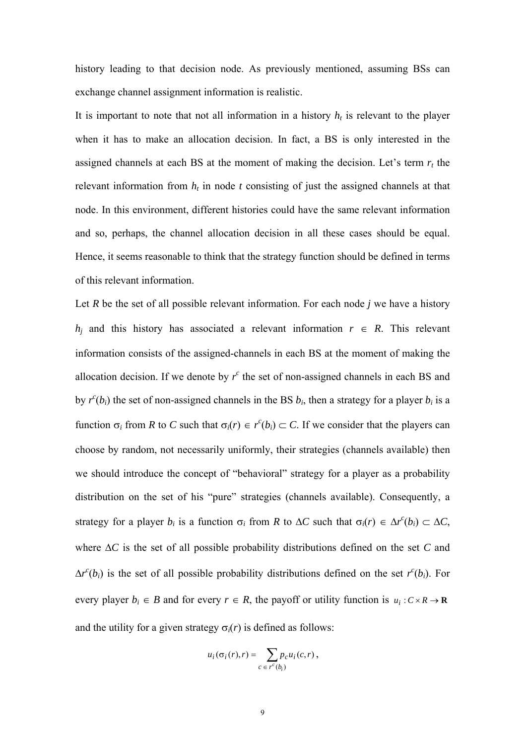history leading to that decision node. As previously mentioned, assuming BSs can exchange channel assignment information is realistic.

It is important to note that not all information in a history $h_t$ is relevant to the player when it has to make an allocation decision. In fact, a BS is only interested in the assigned channels at each BS at the moment of making the decision. Let's term $r_t$ the relevant information from $h_t$ in node $t$ consisting of just the assigned channels at that node. In this environment, different histories could have the same relevant information and so, perhaps, the channel allocation decision in all these cases should be equal. Hence, it seems reasonable to think that the strategy function should be defined in terms of this relevant information.

Let $R$ be the set of all possible relevant information. For each node $j$ we have a history $h_j$ and this history has associated a relevant information $r \in R$. This relevant information consists of the assigned-channels in each BS at the moment of making the allocation decision. If we denote by $r^c$ the set of non-assigned channels in each BS and by $r^c(b_i)$ the set of non-assigned channels in the BS $b_i$, then a strategy for a player $b_i$ is a function $\sigma_i$ from $R$ to $C$ such that $\sigma_i(r) \in r^c(b_i) \subset C$. If we consider that the players can choose by random, not necessarily uniformly, their strategies (channels available) then we should introduce the concept of "behavioral" strategy for a player as a probability distribution on the set of his "pure" strategies (channels available). Consequently, a strategy for a player $b_i$ is a function $\sigma_i$ from $R$ to $\Delta C$ such that $\sigma_i(r) \in \Delta r^c(b_i) \subset \Delta C$, where $\Delta C$ is the set of all possible probability distributions defined on the set $C$ and $\Delta r^c(b_i)$ is the set of all possible probability distributions defined on the set $r^c(b_i)$. For every player $b_i \in B$ and for every $r \in R$, the payoff or utility function is $u_i : C \times R \to \mathbf{R}$ and the utility for a given strategy $\sigma_i(r)$ is defined as follows:

$$u_i(\sigma_i(r), r) = \sum_{c \in r^c(b_i)} p_c u_i(c, r),$$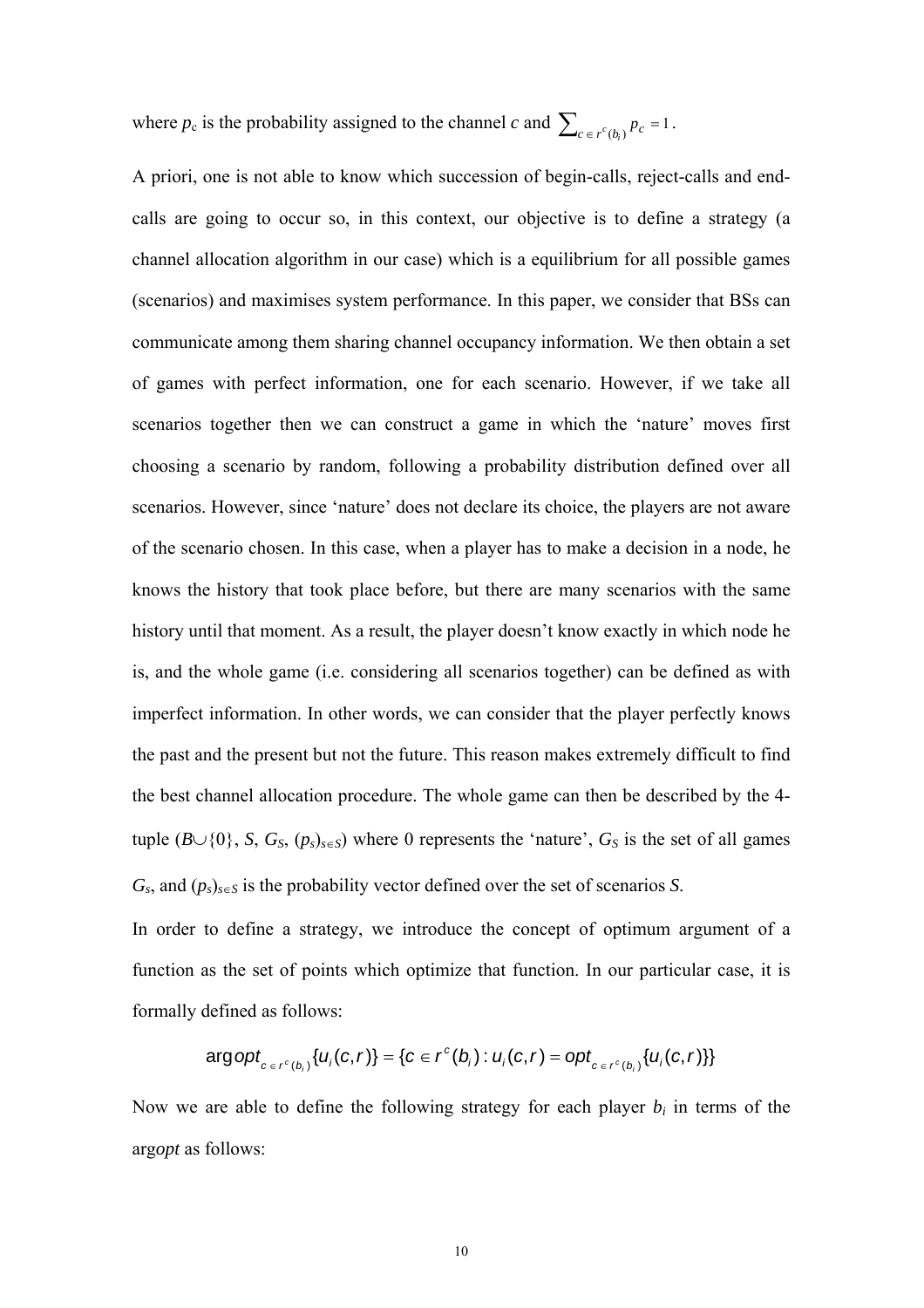where $p_c$ is the probability assigned to the channel $c$ and $\sum_{c \in r^c(b_i)} p_c = 1$.

A priori, one is not able to know which succession of begin-calls, reject-calls and end-calls are going to occur so, in this context, our objective is to define a strategy (a channel allocation algorithm in our case) which is a equilibrium for all possible games (scenarios) and maximises system performance. In this paper, we consider that BSs can communicate among them sharing channel occupancy information. We then obtain a set of games with perfect information, one for each scenario. However, if we take all scenarios together then we can construct a game in which the 'nature' moves first choosing a scenario by random, following a probability distribution defined over all scenarios. However, since 'nature' does not declare its choice, the players are not aware of the scenario chosen. In this case, when a player has to make a decision in a node, he knows the history that took place before, but there are many scenarios with the same history until that moment. As a result, the player doesn't know exactly in which node he is, and the whole game (i.e. considering all scenarios together) can be defined as with imperfect information. In other words, we can consider that the player perfectly knows the past and the present but not the future. This reason makes extremely difficult to find the best channel allocation procedure. The whole game can then be described by the 4-tuple ($B \cup \{0\}$, $S$, $G_S$, $(p_s)_{s \in S}$) where 0 represents the 'nature', $G_S$ is the set of all games $G_s$, and $(p_s)_{s \in S}$ is the probability vector defined over the set of scenarios $S$.

In order to define a strategy, we introduce the concept of optimum argument of a function as the set of points which optimize that function. In our particular case, it is formally defined as follows:

$$\arg opt_{c \in r^c(b_i)} \{u_i(c,r)\} = \{c \in r^c(b_i) : u_i(c,r) = opt_{c \in r^c(b_i)} \{u_i(c,r)\}\}$$

Now we are able to define the following strategy for each player $b_i$ in terms of the arg*opt* as follows: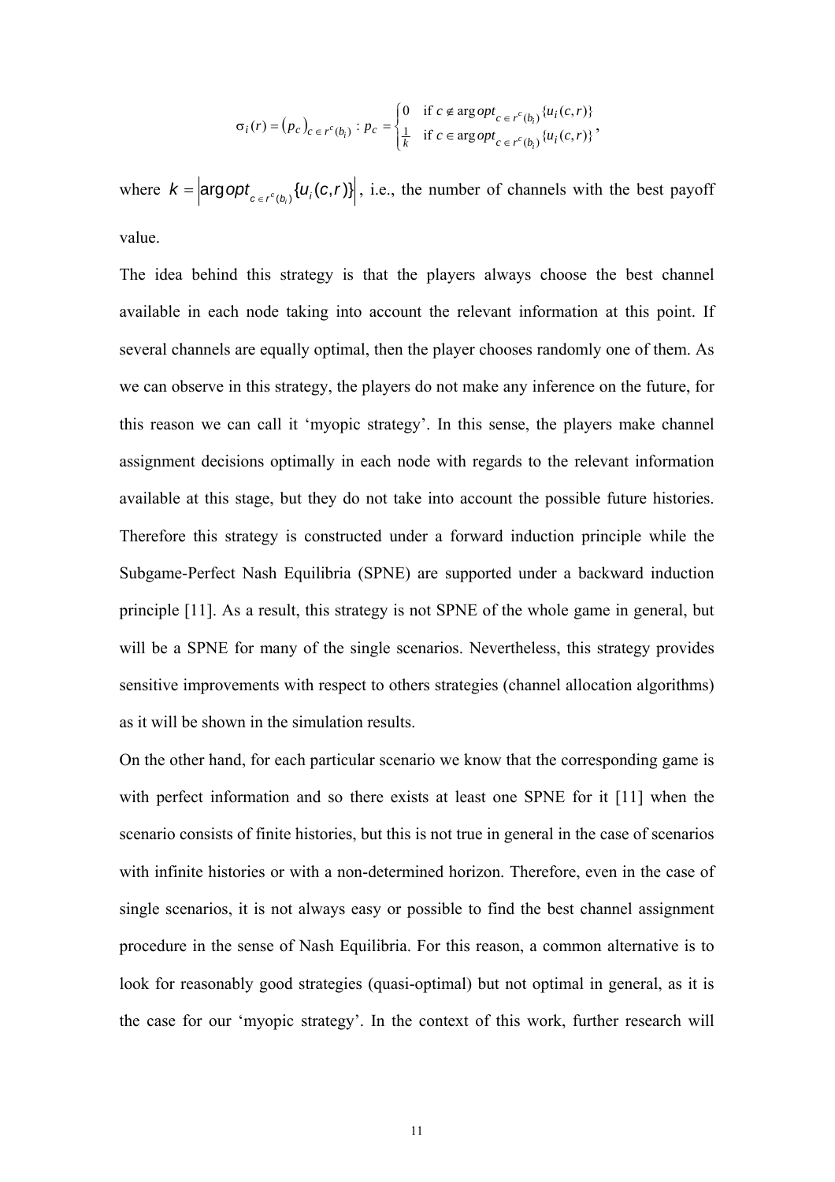$$\sigma_i(r) = (p_c)_{c \in r^c(b_i)} : p_c = \begin{cases} 0 & \text{if } c \notin \arg opt_{c \in r^c(b_i)} \{u_i(c,r)\} \\ \frac{1}{k} & \text{if } c \in \arg opt_{c \in r^c(b_i)} \{u_i(c,r)\} \end{cases},$$

where $k = \left| \arg opt_{c \in r^c(b_i)} \{u_i(c,r)\} \right|$, i.e., the number of channels with the best payoff value.

The idea behind this strategy is that the players always choose the best channel available in each node taking into account the relevant information at this point. If several channels are equally optimal, then the player chooses randomly one of them. As we can observe in this strategy, the players do not make any inference on the future, for this reason we can call it 'myopic strategy'. In this sense, the players make channel assignment decisions optimally in each node with regards to the relevant information available at this stage, but they do not take into account the possible future histories. Therefore this strategy is constructed under a forward induction principle while the Subgame-Perfect Nash Equilibria (SPNE) are supported under a backward induction principle [11]. As a result, this strategy is not SPNE of the whole game in general, but will be a SPNE for many of the single scenarios. Nevertheless, this strategy provides sensitive improvements with respect to others strategies (channel allocation algorithms) as it will be shown in the simulation results.

On the other hand, for each particular scenario we know that the corresponding game is with perfect information and so there exists at least one SPNE for it [11] when the scenario consists of finite histories, but this is not true in general in the case of scenarios with infinite histories or with a non-determined horizon. Therefore, even in the case of single scenarios, it is not always easy or possible to find the best channel assignment procedure in the sense of Nash Equilibria. For this reason, a common alternative is to look for reasonably good strategies (quasi-optimal) but not optimal in general, as it is the case for our 'myopic strategy'. In the context of this work, further research will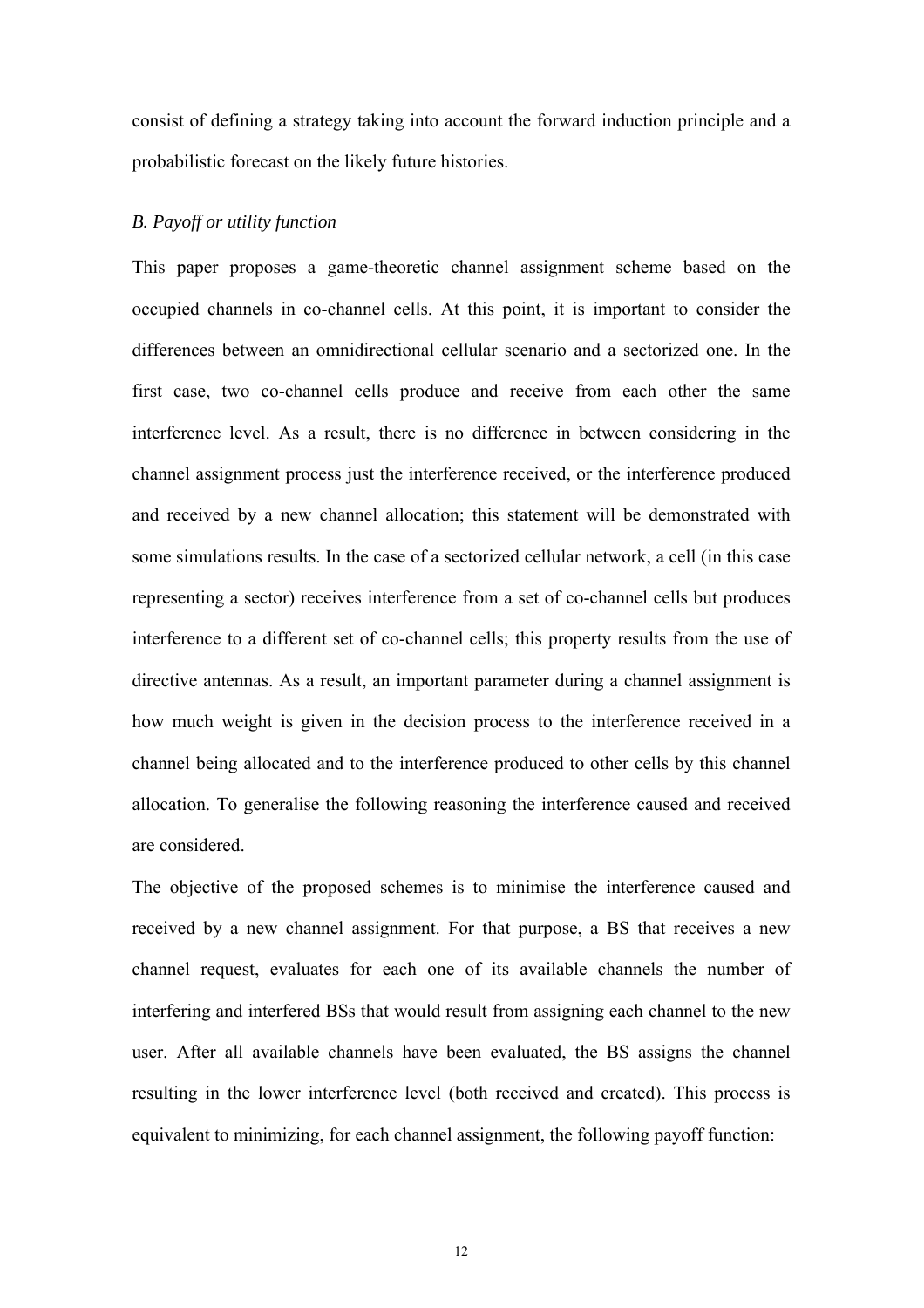consist of defining a strategy taking into account the forward induction principle and a probabilistic forecast on the likely future histories.

### *B. Payoff or utility function*

This paper proposes a game-theoretic channel assignment scheme based on the occupied channels in co-channel cells. At this point, it is important to consider the differences between an omnidirectional cellular scenario and a sectorized one. In the first case, two co-channel cells produce and receive from each other the same interference level. As a result, there is no difference in between considering in the channel assignment process just the interference received, or the interference produced and received by a new channel allocation; this statement will be demonstrated with some simulations results. In the case of a sectorized cellular network, a cell (in this case representing a sector) receives interference from a set of co-channel cells but produces interference to a different set of co-channel cells; this property results from the use of directive antennas. As a result, an important parameter during a channel assignment is how much weight is given in the decision process to the interference received in a channel being allocated and to the interference produced to other cells by this channel allocation. To generalise the following reasoning the interference caused and received are considered.

The objective of the proposed schemes is to minimise the interference caused and received by a new channel assignment. For that purpose, a BS that receives a new channel request, evaluates for each one of its available channels the number of interfering and interfered BSs that would result from assigning each channel to the new user. After all available channels have been evaluated, the BS assigns the channel resulting in the lower interference level (both received and created). This process is equivalent to minimizing, for each channel assignment, the following payoff function: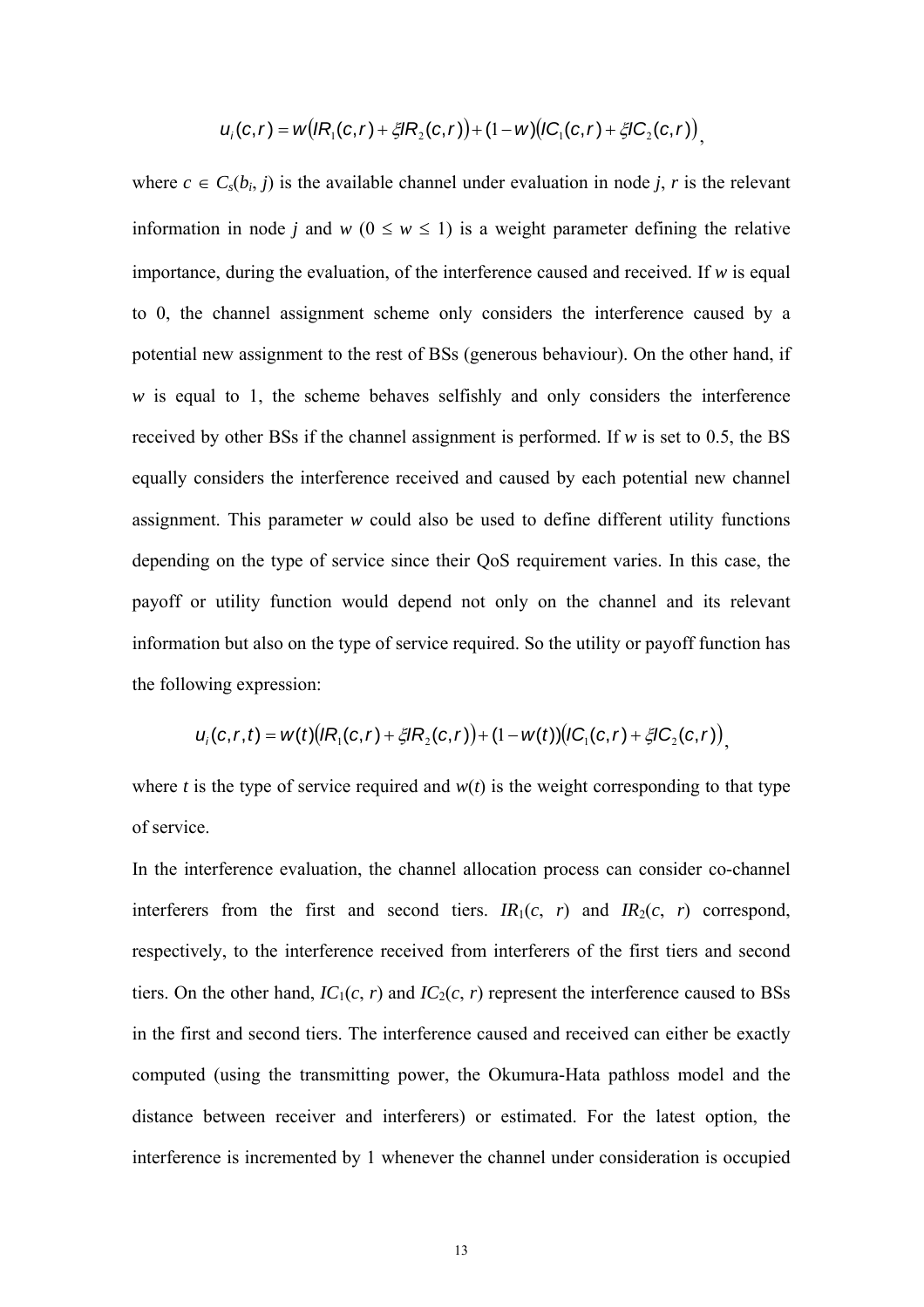$$u_i(c,r) = w\left(IR_1(c,r) + \xi IR_2(c,r)\right) + (1-w)\left(IC_1(c,r) + \xi IC_2(c,r)\right),$$

where $c \in C_s(b_i, j)$ is the available channel under evaluation in node $j$, $r$ is the relevant information in node $j$ and $w$ ($0 \leq w \leq 1$) is a weight parameter defining the relative importance, during the evaluation, of the interference caused and received. If $w$ is equal to 0, the channel assignment scheme only considers the interference caused by a potential new assignment to the rest of BSs (generous behaviour). On the other hand, if $w$ is equal to 1, the scheme behaves selfishly and only considers the interference received by other BSs if the channel assignment is performed. If $w$ is set to 0.5, the BS equally considers the interference received and caused by each potential new channel assignment. This parameter $w$ could also be used to define different utility functions depending on the type of service since their QoS requirement varies. In this case, the payoff or utility function would depend not only on the channel and its relevant information but also on the type of service required. So the utility or payoff function has the following expression:

$$u_i(c,r,t) = w(t)\left(IR_1(c,r) + \xi IR_2(c,r)\right) + (1-w(t))\left(IC_1(c,r) + \xi IC_2(c,r)\right),$$

where $t$ is the type of service required and $w(t)$ is the weight corresponding to that type of service.

In the interference evaluation, the channel allocation process can consider co-channel interferers from the first and second tiers. $IR_1(c, r)$ and $IR_2(c, r)$ correspond, respectively, to the interference received from interferers of the first tiers and second tiers. On the other hand, $IC_1(c, r)$ and $IC_2(c, r)$ represent the interference caused to BSs in the first and second tiers. The interference caused and received can either be exactly computed (using the transmitting power, the Okumura-Hata pathloss model and the distance between receiver and interferers) or estimated. For the latest option, the interference is incremented by 1 whenever the channel under consideration is occupied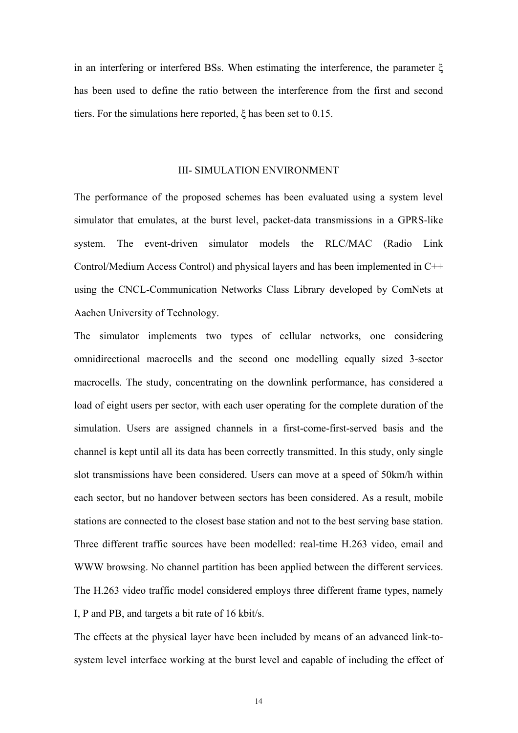in an interfering or interfered BSs. When estimating the interference, the parameter $\xi$ has been used to define the ratio between the interference from the first and second tiers. For the simulations here reported, $\xi$ has been set to 0.15.

## III- SIMULATION ENVIRONMENT

The performance of the proposed schemes has been evaluated using a system level simulator that emulates, at the burst level, packet-data transmissions in a GPRS-like system. The event-driven simulator models the RLC/MAC (Radio Link Control/Medium Access Control) and physical layers and has been implemented in C++ using the CNCL-Communication Networks Class Library developed by ComNets at Aachen University of Technology.

The simulator implements two types of cellular networks, one considering omnidirectional macrocells and the second one modelling equally sized 3-sector macrocells. The study, concentrating on the downlink performance, has considered a load of eight users per sector, with each user operating for the complete duration of the simulation. Users are assigned channels in a first-come-first-served basis and the channel is kept until all its data has been correctly transmitted. In this study, only single slot transmissions have been considered. Users can move at a speed of 50km/h within each sector, but no handover between sectors has been considered. As a result, mobile stations are connected to the closest base station and not to the best serving base station. Three different traffic sources have been modelled: real-time H.263 video, email and WWW browsing. No channel partition has been applied between the different services. The H.263 video traffic model considered employs three different frame types, namely I, P and PB, and targets a bit rate of 16 kbit/s.

The effects at the physical layer have been included by means of an advanced link-to-system level interface working at the burst level and capable of including the effect of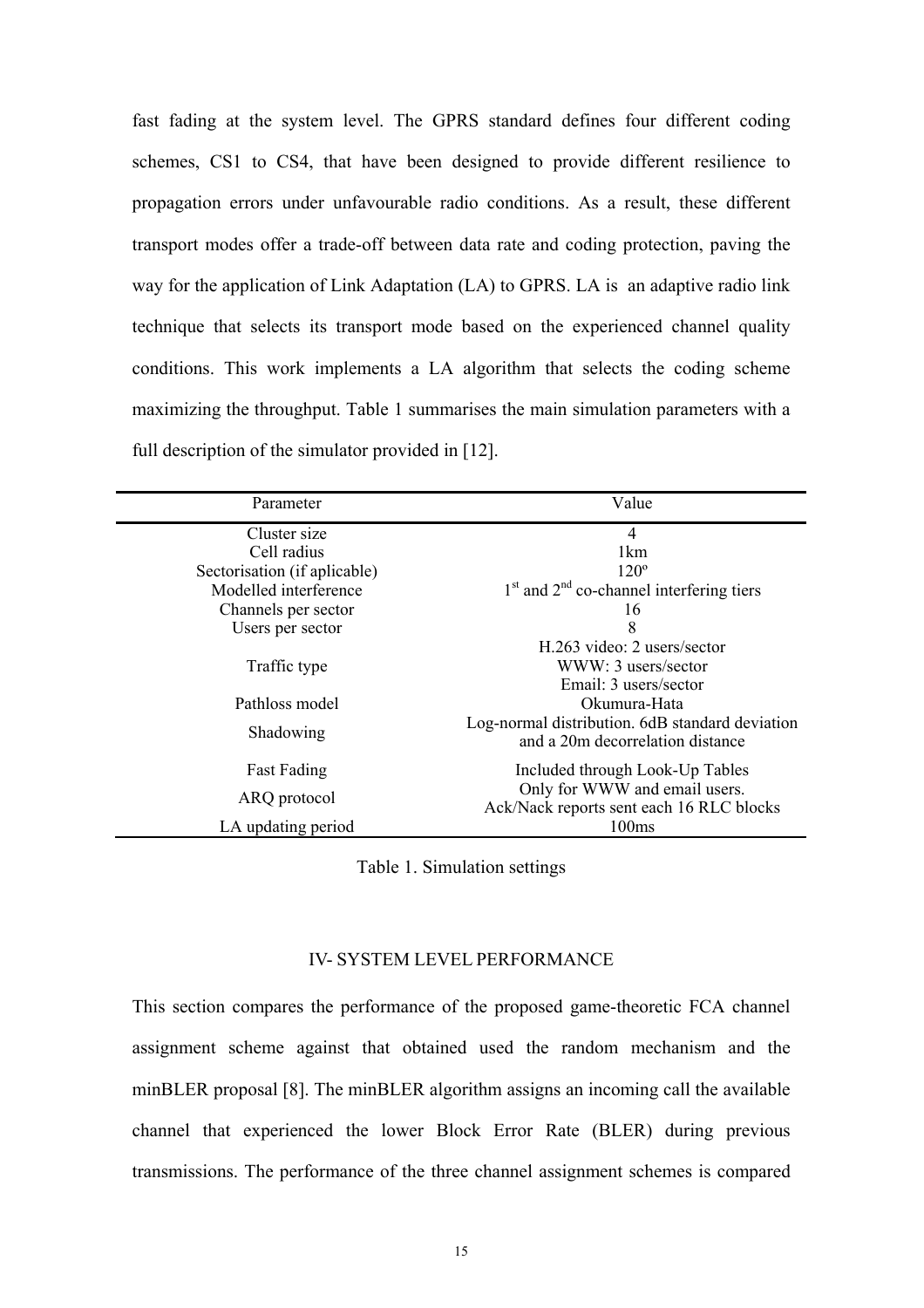fast fading at the system level. The GPRS standard defines four different coding schemes, CS1 to CS4, that have been designed to provide different resilience to propagation errors under unfavourable radio conditions. As a result, these different transport modes offer a trade-off between data rate and coding protection, paving the way for the application of Link Adaptation (LA) to GPRS. LA is an adaptive radio link technique that selects its transport mode based on the experienced channel quality conditions. This work implements a LA algorithm that selects the coding scheme maximizing the throughput. Table 1 summarises the main simulation parameters with a full description of the simulator provided in [12].

| Parameter | Value |
|---|---|
| Cluster size | 4 |
| Cell radius | 1km |
| Sectorisation (if aplicable) | 120º |
| Modelled interference | 1st and 2nd co-channel interfering tiers |
| Channels per sector | 16 |
| Users per sector | 8 |
| Traffic type | H.263 video: 2 users/sector<br>WWW: 3 users/sector<br>Email: 3 users/sector |
| Pathloss model | Okumura-Hata |
| Shadowing | Log-normal distribution. 6dB standard deviation and a 20m decorrelation distance |
| Fast Fading | Included through Look-Up Tables |
| ARQ protocol | Only for WWW and email users.<br>Ack/Nack reports sent each 16 RLC blocks |
| LA updating period | 100ms |

Table 1. Simulation settings

## IV- SYSTEM LEVEL PERFORMANCE

This section compares the performance of the proposed game-theoretic FCA channel assignment scheme against that obtained used the random mechanism and the minBLER proposal [8]. The minBLER algorithm assigns an incoming call the available channel that experienced the lower Block Error Rate (BLER) during previous transmissions. The performance of the three channel assignment schemes is compared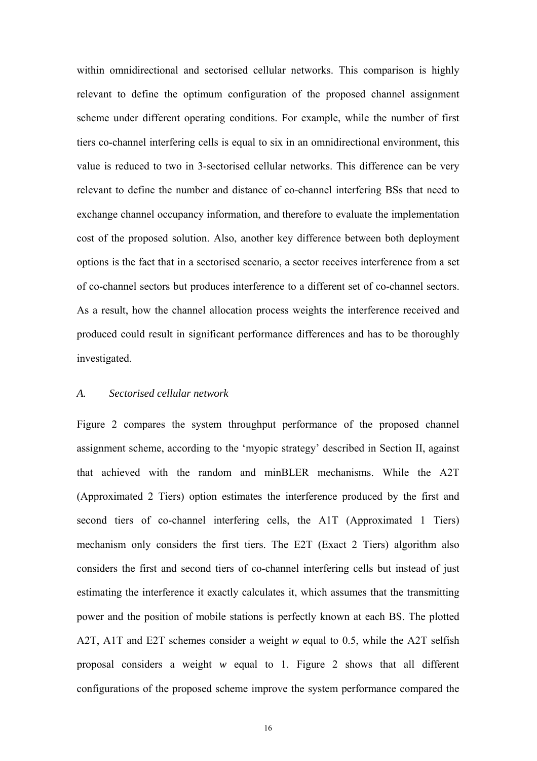within omnidirectional and sectorised cellular networks. This comparison is highly relevant to define the optimum configuration of the proposed channel assignment scheme under different operating conditions. For example, while the number of first tiers co-channel interfering cells is equal to six in an omnidirectional environment, this value is reduced to two in 3-sectorised cellular networks. This difference can be very relevant to define the number and distance of co-channel interfering BSs that need to exchange channel occupancy information, and therefore to evaluate the implementation cost of the proposed solution. Also, another key difference between both deployment options is the fact that in a sectorised scenario, a sector receives interference from a set of co-channel sectors but produces interference to a different set of co-channel sectors. As a result, how the channel allocation process weights the interference received and produced could result in significant performance differences and has to be thoroughly investigated.

### *A. Sectorised cellular network*

Figure 2 compares the system throughput performance of the proposed channel assignment scheme, according to the 'myopic strategy' described in Section II, against that achieved with the random and minBLER mechanisms. While the A2T (Approximated 2 Tiers) option estimates the interference produced by the first and second tiers of co-channel interfering cells, the A1T (Approximated 1 Tiers) mechanism only considers the first tiers. The E2T (Exact 2 Tiers) algorithm also considers the first and second tiers of co-channel interfering cells but instead of just estimating the interference it exactly calculates it, which assumes that the transmitting power and the position of mobile stations is perfectly known at each BS. The plotted A2T, A1T and E2T schemes consider a weight $w$ equal to 0.5, while the A2T selfish proposal considers a weight $w$ equal to 1. Figure 2 shows that all different configurations of the proposed scheme improve the system performance compared the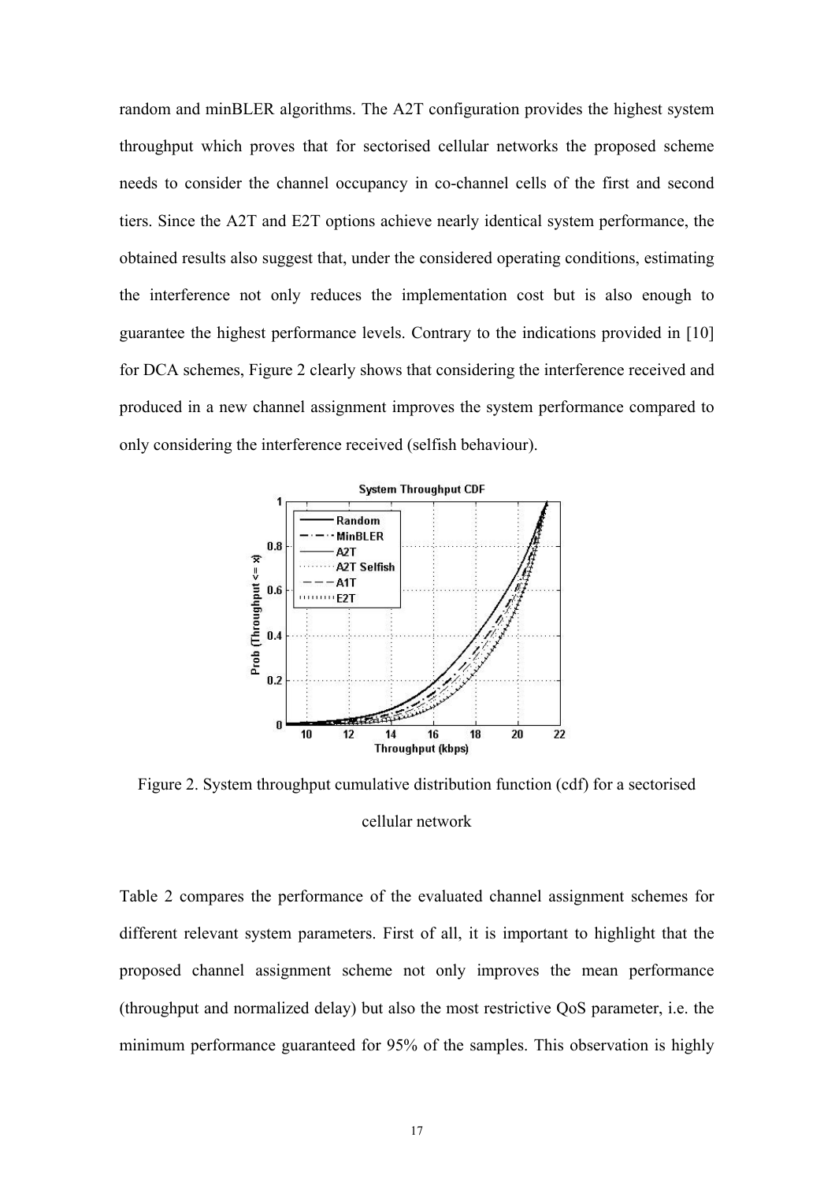random and minBLER algorithms. The A2T configuration provides the highest system throughput which proves that for sectorised cellular networks the proposed scheme needs to consider the channel occupancy in co-channel cells of the first and second tiers. Since the A2T and E2T options achieve nearly identical system performance, the obtained results also suggest that, under the considered operating conditions, estimating the interference not only reduces the implementation cost but is also enough to guarantee the highest performance levels. Contrary to the indications provided in [10] for DCA schemes, Figure 2 clearly shows that considering the interference received and produced in a new channel assignment improves the system performance compared to only considering the interference received (selfish behaviour).

Figure 2. System throughput cumulative distribution function (cdf) for a sectorised cellular network

Table 2 compares the performance of the evaluated channel assignment schemes for different relevant system parameters. First of all, it is important to highlight that the proposed channel assignment scheme not only improves the mean performance (throughput and normalized delay) but also the most restrictive QoS parameter, i.e. the minimum performance guaranteed for 95% of the samples. This observation is highly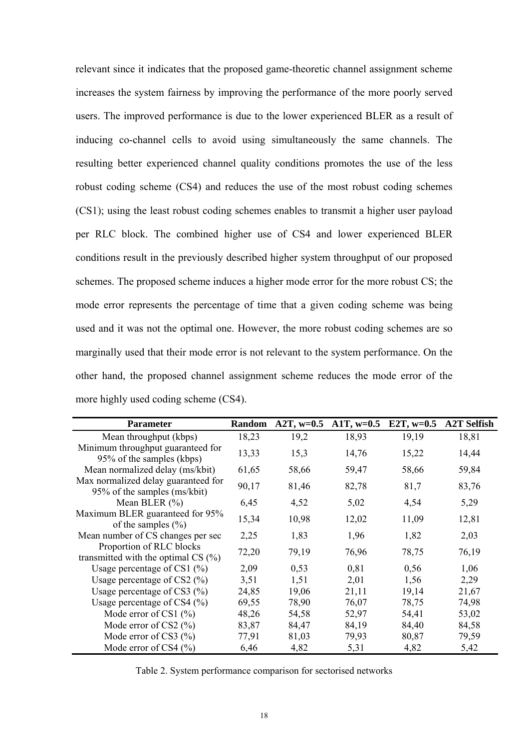relevant since it indicates that the proposed game-theoretic channel assignment scheme increases the system fairness by improving the performance of the more poorly served users. The improved performance is due to the lower experienced BLER as a result of inducing co-channel cells to avoid using simultaneously the same channels. The resulting better experienced channel quality conditions promotes the use of the less robust coding scheme (CS4) and reduces the use of the most robust coding schemes (CS1); using the least robust coding schemes enables to transmit a higher user payload per RLC block. The combined higher use of CS4 and lower experienced BLER conditions result in the previously described higher system throughput of our proposed schemes. The proposed scheme induces a higher mode error for the more robust CS; the mode error represents the percentage of time that a given coding scheme was being used and it was not the optimal one. However, the more robust coding schemes are so marginally used that their mode error is not relevant to the system performance. On the other hand, the proposed channel assignment scheme reduces the mode error of the more highly used coding scheme (CS4).

| Parameter | Random | A2T, w=0.5 | A1T, w=0.5 | E2T, w=0.5 | A2T Selfish |
|---|---|---|---|---|---|
| Mean throughput (kbps) | 18,23 | 19,2 | 18,93 | 19,19 | 18,81 |
| Minimum throughput guaranteed for 95% of the samples (kbps) | 13,33 | 15,3 | 14,76 | 15,22 | 14,44 |
| Mean normalized delay (ms/kbit) | 61,65 | 58,66 | 59,47 | 58,66 | 59,84 |
| Max normalized delay guaranteed for 95% of the samples (ms/kbit) | 90,17 | 81,46 | 82,78 | 81,7 | 83,76 |
| Mean BLER (%) | 6,45 | 4,52 | 5,02 | 4,54 | 5,29 |
| Maximum BLER guaranteed for 95% of the samples (%) | 15,34 | 10,98 | 12,02 | 11,09 | 12,81 |
| Mean number of CS changes per sec | 2,25 | 1,83 | 1,96 | 1,82 | 2,03 |
| Proportion of RLC blocks transmitted with the optimal CS (%) | 72,20 | 79,19 | 76,96 | 78,75 | 76,19 |
| Usage percentage of CS1 (%) | 2,09 | 0,53 | 0,81 | 0,56 | 1,06 |
| Usage percentage of CS2 (%) | 3,51 | 1,51 | 2,01 | 1,56 | 2,29 |
| Usage percentage of CS3 (%) | 24,85 | 19,06 | 21,11 | 19,14 | 21,67 |
| Usage percentage of CS4 (%) | 69,55 | 78,90 | 76,07 | 78,75 | 74,98 |
| Mode error of CS1 (%) | 48,26 | 54,58 | 52,97 | 54,41 | 53,02 |
| Mode error of CS2 (%) | 83,87 | 84,47 | 84,19 | 84,40 | 84,58 |
| Mode error of CS3 (%) | 77,91 | 81,03 | 79,93 | 80,87 | 79,59 |
| Mode error of CS4 (%) | 6,46 | 4,82 | 5,31 | 4,82 | 5,42 |

Table 2. System performance comparison for sectorised networks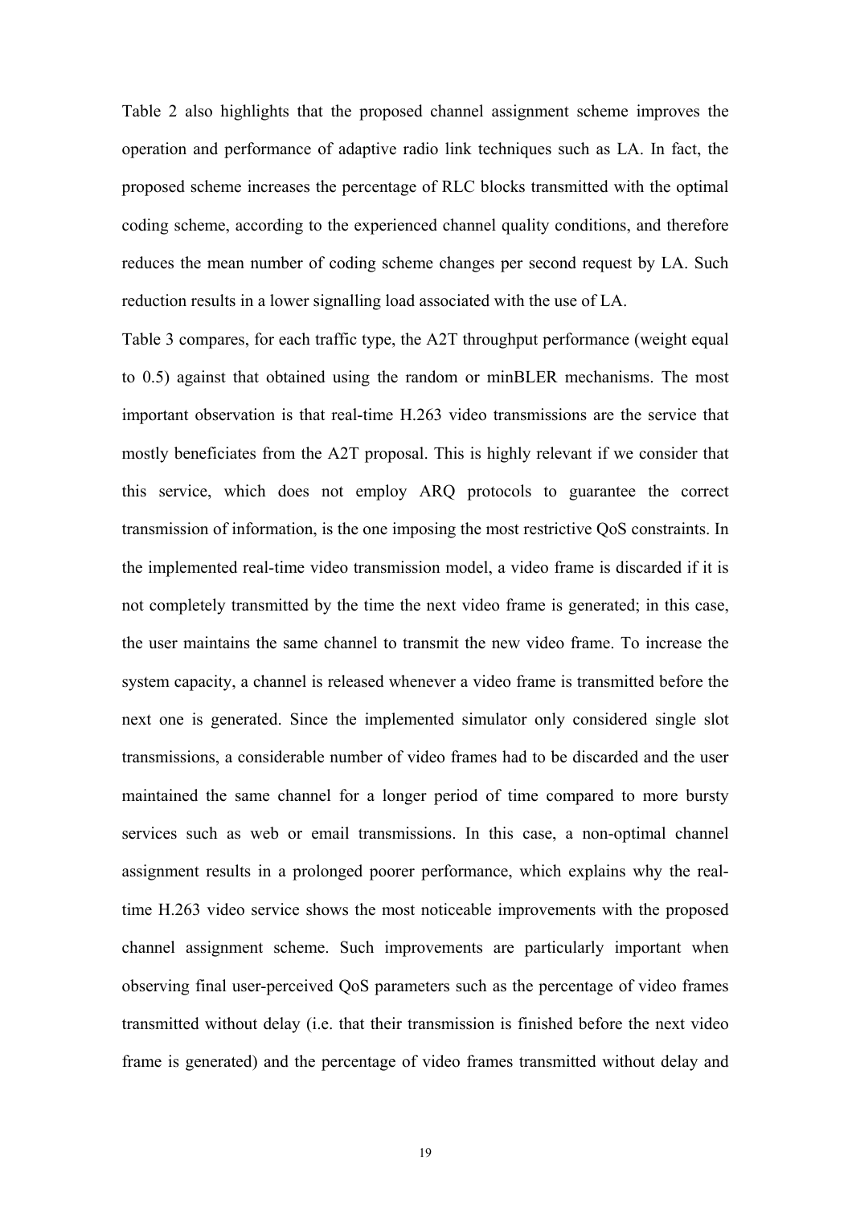Table 2 also highlights that the proposed channel assignment scheme improves the operation and performance of adaptive radio link techniques such as LA. In fact, the proposed scheme increases the percentage of RLC blocks transmitted with the optimal coding scheme, according to the experienced channel quality conditions, and therefore reduces the mean number of coding scheme changes per second request by LA. Such reduction results in a lower signalling load associated with the use of LA.

Table 3 compares, for each traffic type, the A2T throughput performance (weight equal to 0.5) against that obtained using the random or minBLER mechanisms. The most important observation is that real-time H.263 video transmissions are the service that mostly beneficiates from the A2T proposal. This is highly relevant if we consider that this service, which does not employ ARQ protocols to guarantee the correct transmission of information, is the one imposing the most restrictive QoS constraints. In the implemented real-time video transmission model, a video frame is discarded if it is not completely transmitted by the time the next video frame is generated; in this case, the user maintains the same channel to transmit the new video frame. To increase the system capacity, a channel is released whenever a video frame is transmitted before the next one is generated. Since the implemented simulator only considered single slot transmissions, a considerable number of video frames had to be discarded and the user maintained the same channel for a longer period of time compared to more bursty services such as web or email transmissions. In this case, a non-optimal channel assignment results in a prolonged poorer performance, which explains why the real-time H.263 video service shows the most noticeable improvements with the proposed channel assignment scheme. Such improvements are particularly important when observing final user-perceived QoS parameters such as the percentage of video frames transmitted without delay (i.e. that their transmission is finished before the next video frame is generated) and the percentage of video frames transmitted without delay and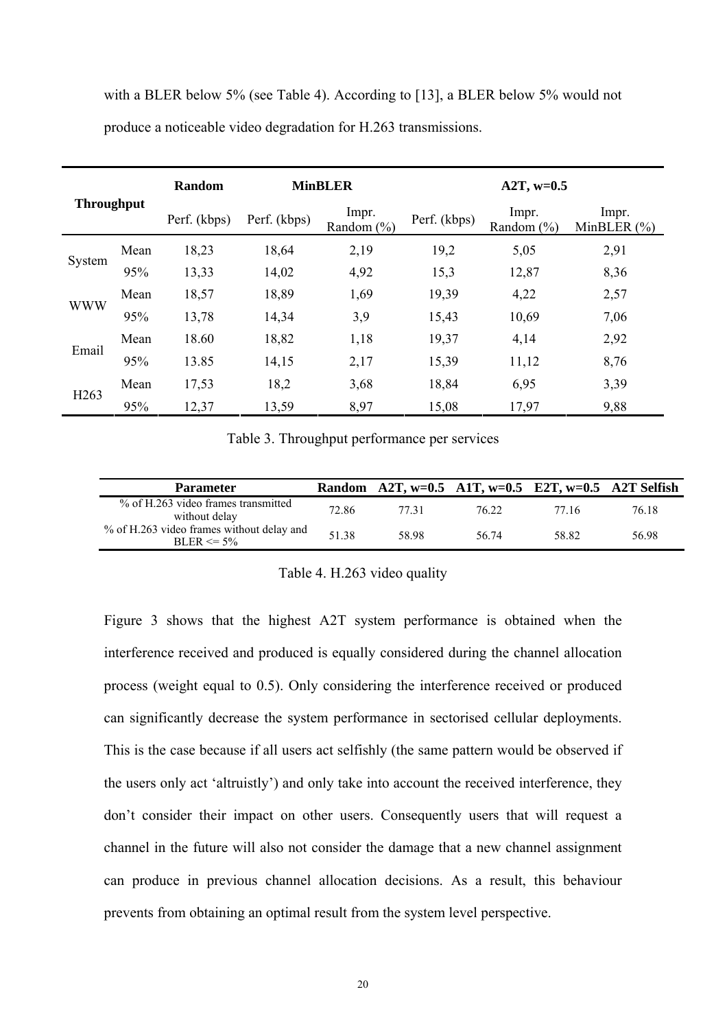with a BLER below 5% (see Table 4). According to [13], a BLER below 5% would not produce a noticeable video degradation for H.263 transmissions.

| Throughput | | Random | MinBLER | | A2T, w=0.5 | | |
|---|---|---|---|---|---|---|---|
| | | Perf. (kbps) | Perf. (kbps) | Impr. Random (%) | Perf. (kbps) | Impr. Random (%) | Impr. MinBLER (%) |
| System | Mean | 18,23 | 18,64 | 2,19 | 19,2 | 5,05 | 2,91 |
| | 95% | 13,33 | 14,02 | 4,92 | 15,3 | 12,87 | 8,36 |
| WWW | Mean | 18,57 | 18,89 | 1,69 | 19,39 | 4,22 | 2,57 |
| | 95% | 13,78 | 14,34 | 3,9 | 15,43 | 10,69 | 7,06 |
| Email | Mean | 18.60 | 18,82 | 1,18 | 19,37 | 4,14 | 2,92 |
| | 95% | 13.85 | 14,15 | 2,17 | 15,39 | 11,12 | 8,76 |
| H263 | Mean | 17,53 | 18,2 | 3,68 | 18,84 | 6,95 | 3,39 |
| | 95% | 12,37 | 13,59 | 8,97 | 15,08 | 17,97 | 9,88 |

Table 3. Throughput performance per services

| Parameter | Random | A2T, w=0.5 | A1T, w=0.5 | E2T, w=0.5 | A2T Selfish |
|---|---|---|---|---|---|
| % of H.263 video frames transmitted without delay | 72.86 | 77.31 | 76.22 | 77.16 | 76.18 |
| % of H.263 video frames without delay and BLER <= 5% | 51.38 | 58.98 | 56.74 | 58.82 | 56.98 |

Table 4. H.263 video quality

Figure 3 shows that the highest A2T system performance is obtained when the interference received and produced is equally considered during the channel allocation process (weight equal to 0.5). Only considering the interference received or produced can significantly decrease the system performance in sectorised cellular deployments. This is the case because if all users act selfishly (the same pattern would be observed if the users only act 'altruistly') and only take into account the received interference, they don't consider their impact on other users. Consequently users that will request a channel in the future will also not consider the damage that a new channel assignment can produce in previous channel allocation decisions. As a result, this behaviour prevents from obtaining an optimal result from the system level perspective.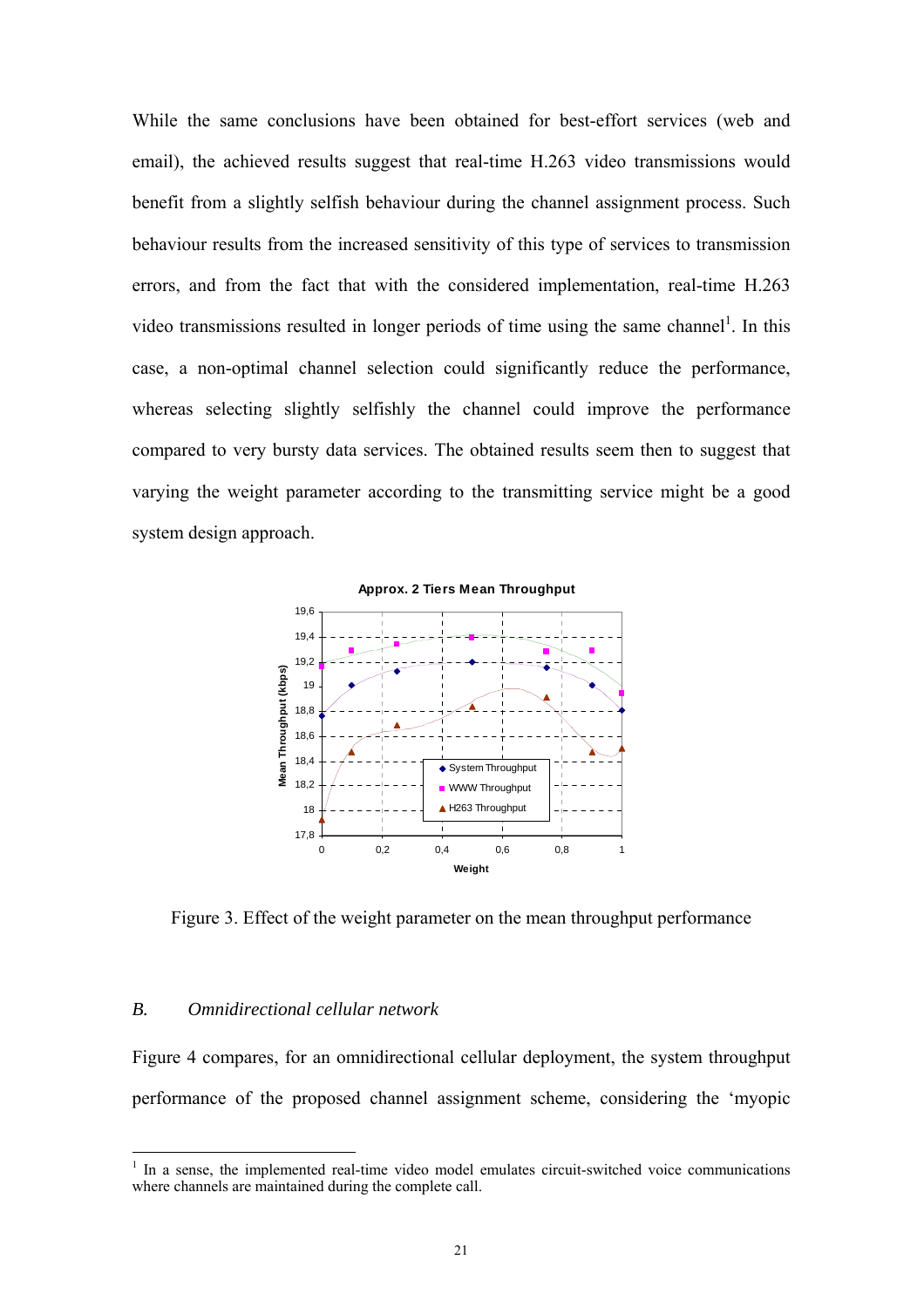While the same conclusions have been obtained for best-effort services (web and email), the achieved results suggest that real-time H.263 video transmissions would benefit from a slightly selfish behaviour during the channel assignment process. Such behaviour results from the increased sensitivity of this type of services to transmission errors, and from the fact that with the considered implementation, real-time H.263 video transmissions resulted in longer periods of time using the same channel[1]. In this case, a non-optimal channel selection could significantly reduce the performance, whereas selecting slightly selfishly the channel could improve the performance compared to very bursty data services. The obtained results seem then to suggest that varying the weight parameter according to the transmitting service might be a good system design approach.

Figure 3. Effect of the weight parameter on the mean throughput performance

### B. *Omnidirectional cellular network*

Figure 4 compares, for an omnidirectional cellular deployment, the system throughput performance of the proposed channel assignment scheme, considering the 'myopic

[1] In a sense, the implemented real-time video model emulates circuit-switched voice communications where channels are maintained during the complete call.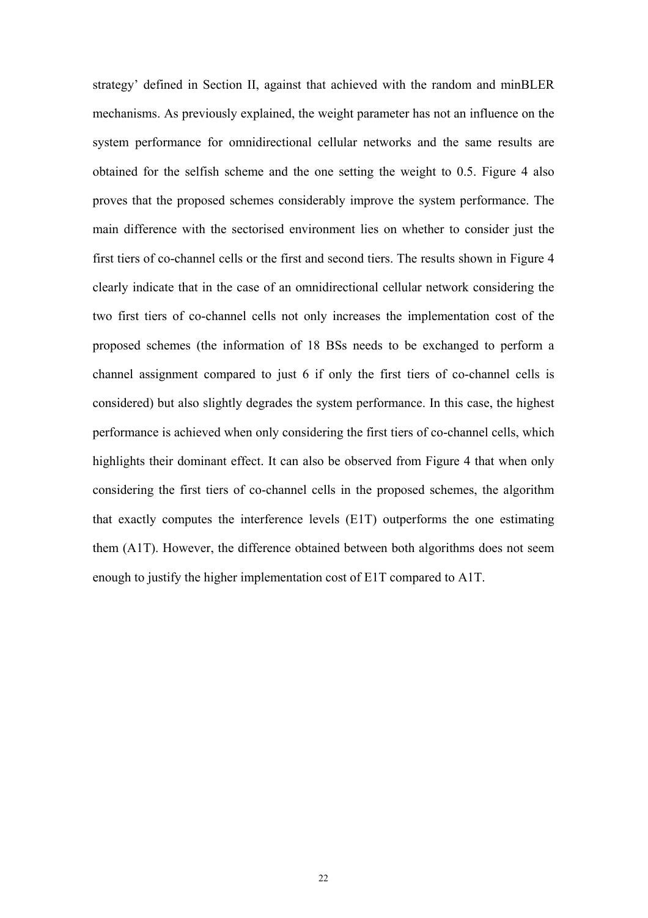strategy' defined in Section II, against that achieved with the random and minBLER mechanisms. As previously explained, the weight parameter has not an influence on the system performance for omnidirectional cellular networks and the same results are obtained for the selfish scheme and the one setting the weight to 0.5. Figure 4 also proves that the proposed schemes considerably improve the system performance. The main difference with the sectorised environment lies on whether to consider just the first tiers of co-channel cells or the first and second tiers. The results shown in Figure 4 clearly indicate that in the case of an omnidirectional cellular network considering the two first tiers of co-channel cells not only increases the implementation cost of the proposed schemes (the information of 18 BSs needs to be exchanged to perform a channel assignment compared to just 6 if only the first tiers of co-channel cells is considered) but also slightly degrades the system performance. In this case, the highest performance is achieved when only considering the first tiers of co-channel cells, which highlights their dominant effect. It can also be observed from Figure 4 that when only considering the first tiers of co-channel cells in the proposed schemes, the algorithm that exactly computes the interference levels (E1T) outperforms the one estimating them (A1T). However, the difference obtained between both algorithms does not seem enough to justify the higher implementation cost of E1T compared to A1T.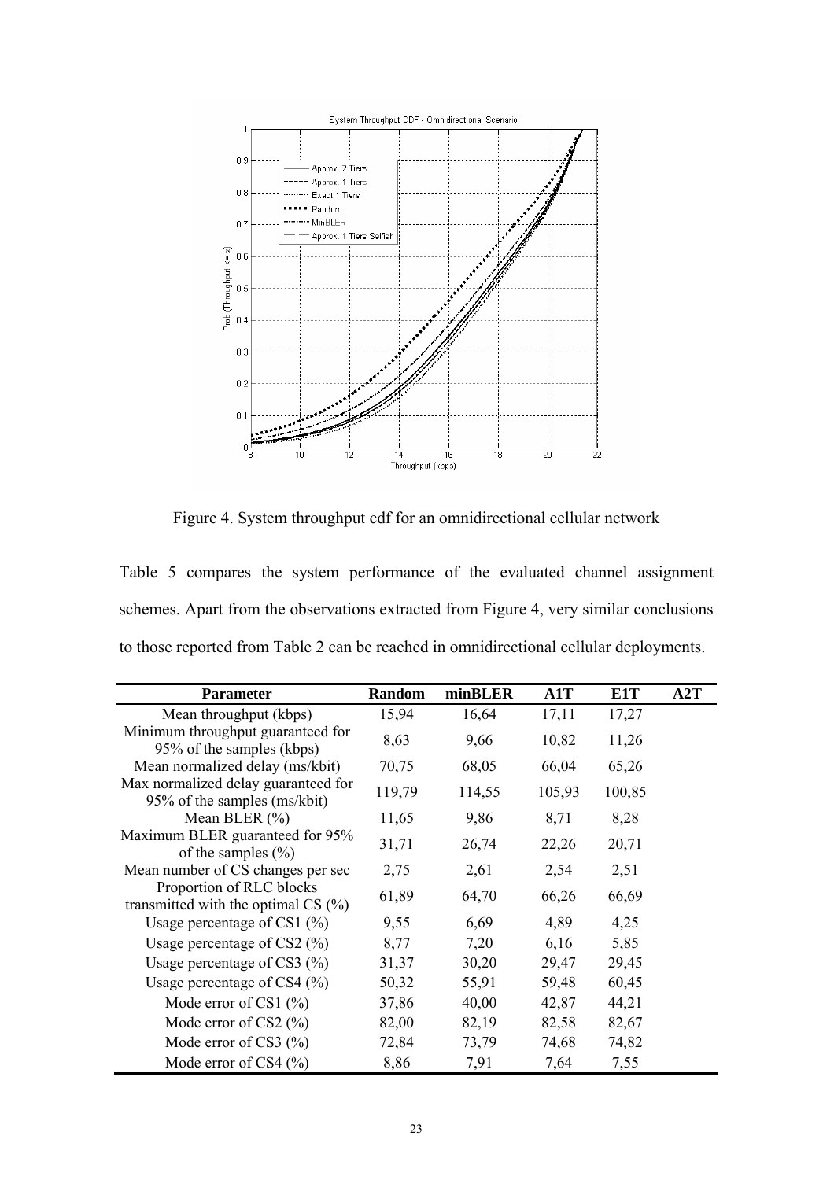Figure 4. System throughput cdf for an omnidirectional cellular network

Table 5 compares the system performance of the evaluated channel assignment schemes. Apart from the observations extracted from Figure 4, very similar conclusions to those reported from Table 2 can be reached in omnidirectional cellular deployments.

| Parameter | Random | minBLER | A1T | E1T | A2T |
|---|---|---|---|---|---|
| Mean throughput (kbps) | 15,94 | 16,64 | 17,11 | 17,27 | |
| Minimum throughput guaranteed for 95% of the samples (kbps) | 8,63 | 9,66 | 10,82 | 11,26 | |
| Mean normalized delay (ms/kbit) | 70,75 | 68,05 | 66,04 | 65,26 | |
| Max normalized delay guaranteed for 95% of the samples (ms/kbit) | 119,79 | 114,55 | 105,93 | 100,85 | |
| Mean BLER (%) | 11,65 | 9,86 | 8,71 | 8,28 | |
| Maximum BLER guaranteed for 95% of the samples (%) | 31,71 | 26,74 | 22,26 | 20,71 | |
| Mean number of CS changes per sec | 2,75 | 2,61 | 2,54 | 2,51 | |
| Proportion of RLC blocks transmitted with the optimal CS (%) | 61,89 | 64,70 | 66,26 | 66,69 | |
| Usage percentage of CS1 (%) | 9,55 | 6,69 | 4,89 | 4,25 | |
| Usage percentage of CS2 (%) | 8,77 | 7,20 | 6,16 | 5,85 | |
| Usage percentage of CS3 (%) | 31,37 | 30,20 | 29,47 | 29,45 | |
| Usage percentage of CS4 (%) | 50,32 | 55,91 | 59,48 | 60,45 | |
| Mode error of CS1 (%) | 37,86 | 40,00 | 42,87 | 44,21 | |
| Mode error of CS2 (%) | 82,00 | 82,19 | 82,58 | 82,67 | |
| Mode error of CS3 (%) | 72,84 | 73,79 | 74,68 | 74,82 | |
| Mode error of CS4 (%) | 8,86 | 7,91 | 7,64 | 7,55 | |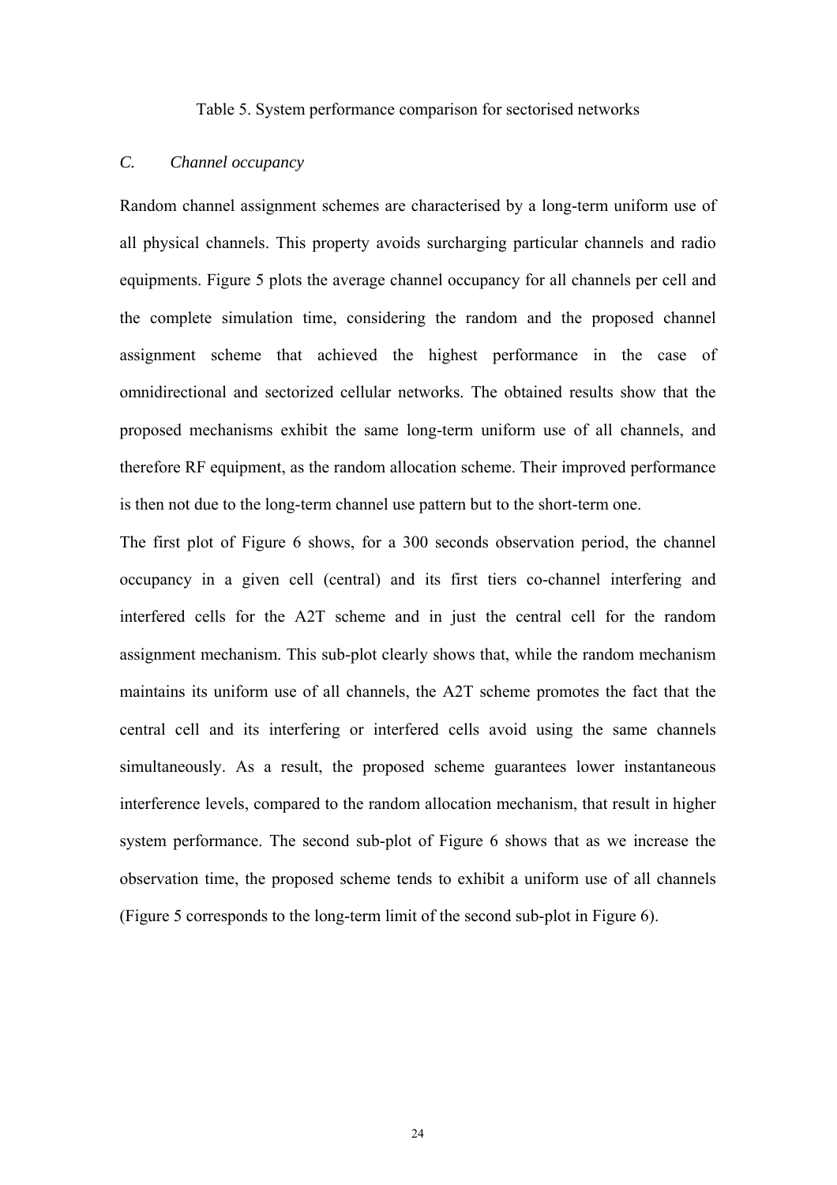Table 5. System performance comparison for sectorised networks

### *C. Channel occupancy*

Random channel assignment schemes are characterised by a long-term uniform use of all physical channels. This property avoids surcharging particular channels and radio equipments. Figure 5 plots the average channel occupancy for all channels per cell and the complete simulation time, considering the random and the proposed channel assignment scheme that achieved the highest performance in the case of omnidirectional and sectorized cellular networks. The obtained results show that the proposed mechanisms exhibit the same long-term uniform use of all channels, and therefore RF equipment, as the random allocation scheme. Their improved performance is then not due to the long-term channel use pattern but to the short-term one.

The first plot of Figure 6 shows, for a 300 seconds observation period, the channel occupancy in a given cell (central) and its first tiers co-channel interfering and interfered cells for the A2T scheme and in just the central cell for the random assignment mechanism. This sub-plot clearly shows that, while the random mechanism maintains its uniform use of all channels, the A2T scheme promotes the fact that the central cell and its interfering or interfered cells avoid using the same channels simultaneously. As a result, the proposed scheme guarantees lower instantaneous interference levels, compared to the random allocation mechanism, that result in higher system performance. The second sub-plot of Figure 6 shows that as we increase the observation time, the proposed scheme tends to exhibit a uniform use of all channels (Figure 5 corresponds to the long-term limit of the second sub-plot in Figure 6).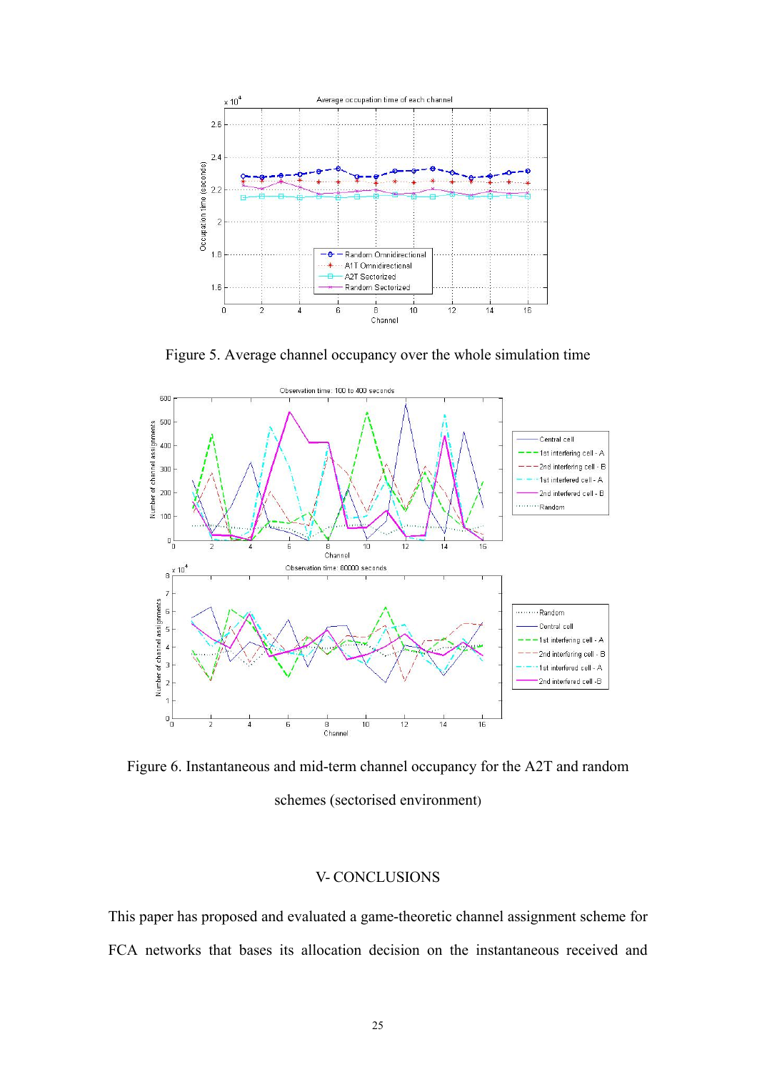Figure 5. Average channel occupancy over the whole simulation time

Figure 6. Instantaneous and mid-term channel occupancy for the A2T and random schemes (sectorised environment)

## V- CONCLUSIONS

This paper has proposed and evaluated a game-theoretic channel assignment scheme for FCA networks that bases its allocation decision on the instantaneous received and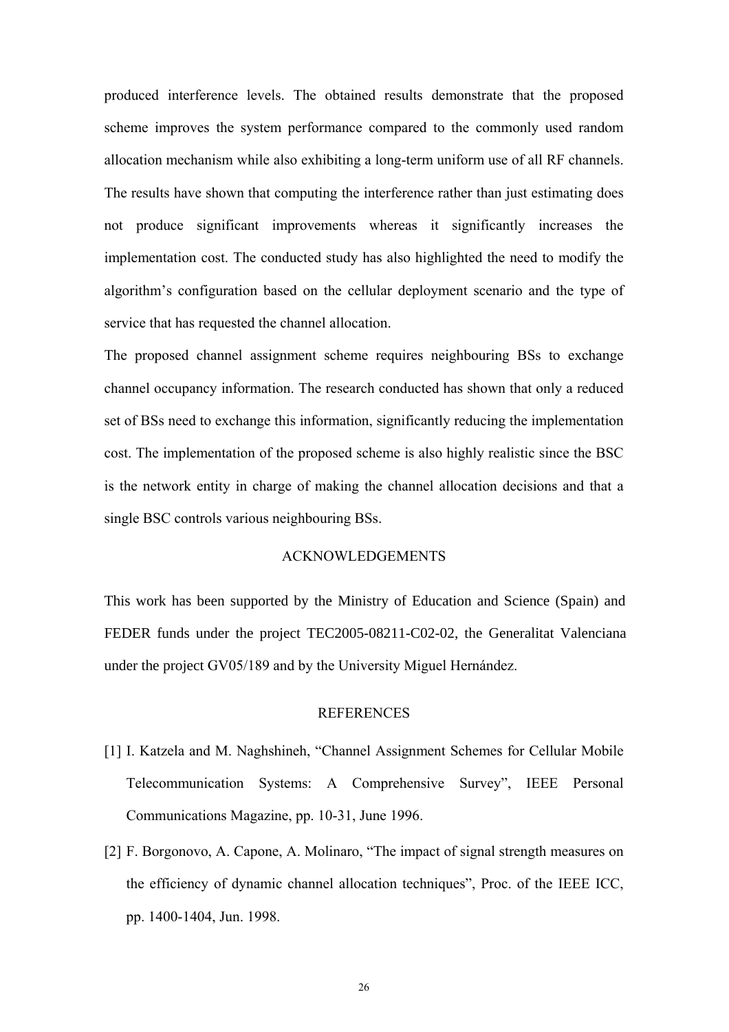produced interference levels. The obtained results demonstrate that the proposed scheme improves the system performance compared to the commonly used random allocation mechanism while also exhibiting a long-term uniform use of all RF channels. The results have shown that computing the interference rather than just estimating does not produce significant improvements whereas it significantly increases the implementation cost. The conducted study has also highlighted the need to modify the algorithm's configuration based on the cellular deployment scenario and the type of service that has requested the channel allocation.

The proposed channel assignment scheme requires neighbouring BSs to exchange channel occupancy information. The research conducted has shown that only a reduced set of BSs need to exchange this information, significantly reducing the implementation cost. The implementation of the proposed scheme is also highly realistic since the BSC is the network entity in charge of making the channel allocation decisions and that a single BSC controls various neighbouring BSs.

## ACKNOWLEDGEMENTS

This work has been supported by the Ministry of Education and Science (Spain) and FEDER funds under the project TEC2005-08211-C02-02, the Generalitat Valenciana under the project GV05/189 and by the University Miguel Hernández.

## REFERENCES

[1] I. Katzela and M. Naghshineh, "Channel Assignment Schemes for Cellular Mobile Telecommunication Systems: A Comprehensive Survey", IEEE Personal Communications Magazine, pp. 10-31, June 1996.

[2] F. Borgonovo, A. Capone, A. Molinaro, "The impact of signal strength measures on the efficiency of dynamic channel allocation techniques", Proc. of the IEEE ICC, pp. 1400-1404, Jun. 1998.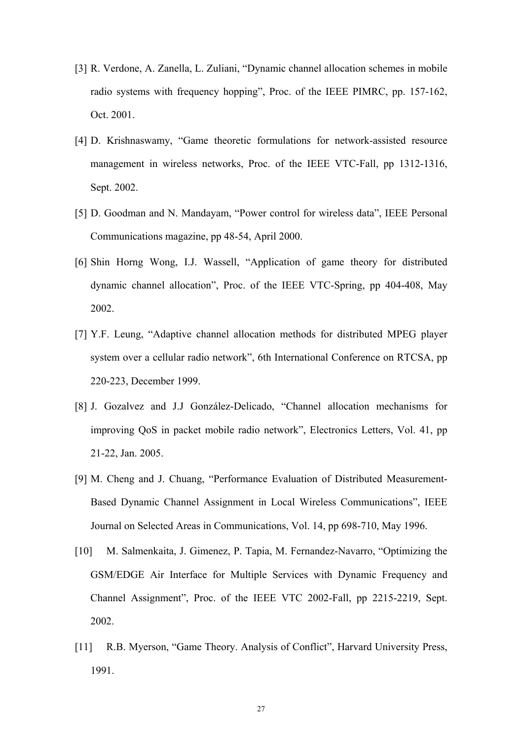[3] R. Verdone, A. Zanella, L. Zuliani, “Dynamic channel allocation schemes in mobile radio systems with frequency hopping”, Proc. of the IEEE PIMRC, pp. 157-162, Oct. 2001.

[4] D. Krishnaswamy, “Game theoretic formulations for network-assisted resource management in wireless networks, Proc. of the IEEE VTC-Fall, pp 1312-1316, Sept. 2002.

[5] D. Goodman and N. Mandayam, “Power control for wireless data”, IEEE Personal Communications magazine, pp 48-54, April 2000.

[6] Shin Horng Wong, I.J. Wassell, “Application of game theory for distributed dynamic channel allocation”, Proc. of the IEEE VTC-Spring, pp 404-408, May 2002.

[7] Y.F. Leung, “Adaptive channel allocation methods for distributed MPEG player system over a cellular radio network”, 6th International Conference on RTCSA, pp 220-223, December 1999.

[8] J. Gozalvez and J.J González-Delicado, “Channel allocation mechanisms for improving QoS in packet mobile radio network”, Electronics Letters, Vol. 41, pp 21-22, Jan. 2005.

[9] M. Cheng and J. Chuang, “Performance Evaluation of Distributed Measurement-Based Dynamic Channel Assignment in Local Wireless Communications”, IEEE Journal on Selected Areas in Communications, Vol. 14, pp 698-710, May 1996.

[10] M. Salmenkaita, J. Gimenez, P. Tapia, M. Fernandez-Navarro, “Optimizing the GSM/EDGE Air Interface for Multiple Services with Dynamic Frequency and Channel Assignment”, Proc. of the IEEE VTC 2002-Fall, pp 2215-2219, Sept. 2002.

[11] R.B. Myerson, “Game Theory. Analysis of Conflict”, Harvard University Press, 1991.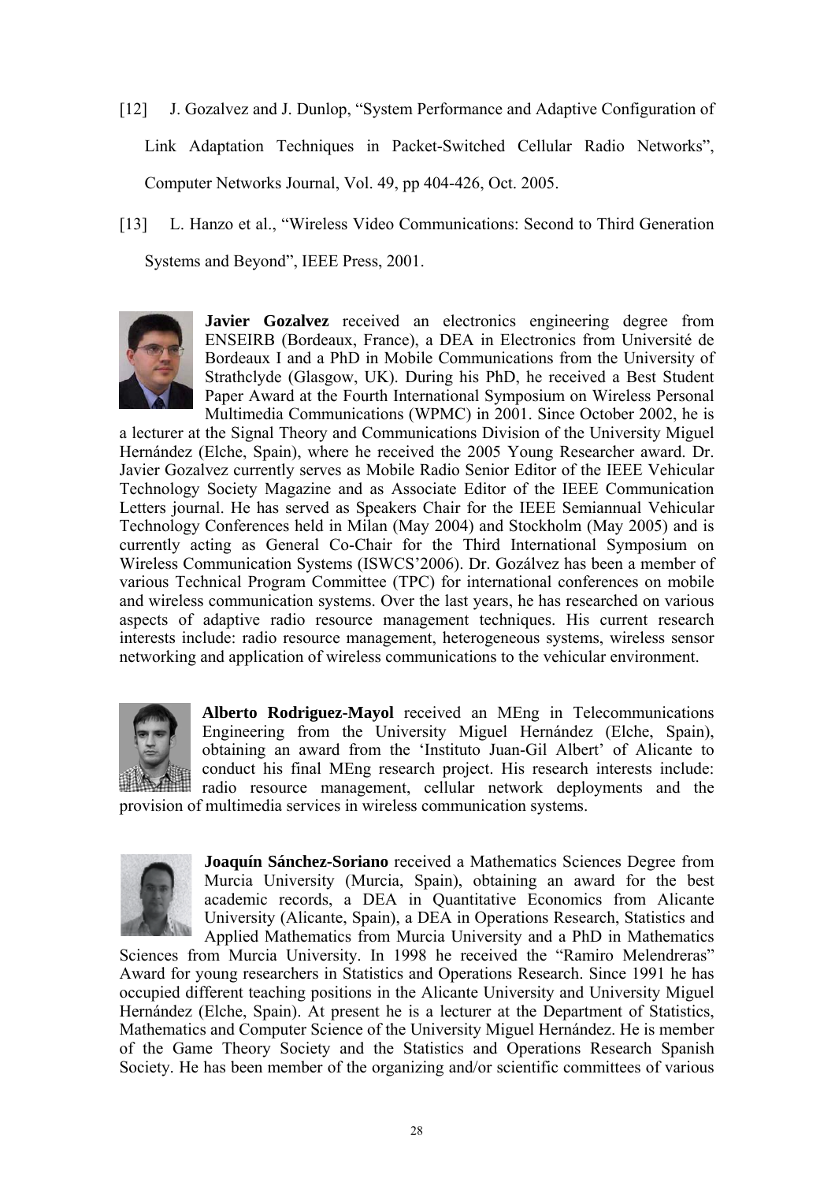[12] J. Gozalvez and J. Dunlop, "System Performance and Adaptive Configuration of Link Adaptation Techniques in Packet-Switched Cellular Radio Networks", Computer Networks Journal, Vol. 49, pp 404-426, Oct. 2005.

[13] L. Hanzo et al., "Wireless Video Communications: Second to Third Generation Systems and Beyond", IEEE Press, 2001.

**Javier Gozalvez** received an electronics engineering degree from ENSEIRB (Bordeaux, France), a DEA in Electronics from Université de Bordeaux I and a PhD in Mobile Communications from the University of Strathclyde (Glasgow, UK). During his PhD, he received a Best Student Paper Award at the Fourth International Symposium on Wireless Personal Multimedia Communications (WPMC) in 2001. Since October 2002, he is a lecturer at the Signal Theory and Communications Division of the University Miguel Hernández (Elche, Spain), where he received the 2005 Young Researcher award. Dr. Javier Gozalvez currently serves as Mobile Radio Senior Editor of the IEEE Vehicular Technology Society Magazine and as Associate Editor of the IEEE Communication Letters journal. He has served as Speakers Chair for the IEEE Semiannual Vehicular Technology Conferences held in Milan (May 2004) and Stockholm (May 2005) and is currently acting as General Co-Chair for the Third International Symposium on Wireless Communication Systems (ISWCS'2006). Dr. Gozálvez has been a member of various Technical Program Committee (TPC) for international conferences on mobile and wireless communication systems. Over the last years, he has researched on various aspects of adaptive radio resource management techniques. His current research interests include: radio resource management, heterogeneous systems, wireless sensor networking and application of wireless communications to the vehicular environment.

**Alberto Rodriguez-Mayol** received an MEng in Telecommunications Engineering from the University Miguel Hernández (Elche, Spain), obtaining an award from the 'Instituto Juan-Gil Albert' of Alicante to conduct his final MEng research project. His research interests include: radio resource management, cellular network deployments and the provision of multimedia services in wireless communication systems.

**Joaquín Sánchez-Soriano** received a Mathematics Sciences Degree from Murcia University (Murcia, Spain), obtaining an award for the best academic records, a DEA in Quantitative Economics from Alicante University (Alicante, Spain), a DEA in Operations Research, Statistics and Applied Mathematics from Murcia University and a PhD in Mathematics Sciences from Murcia University. In 1998 he received the "Ramiro Melendreras" Award for young researchers in Statistics and Operations Research. Since 1991 he has occupied different teaching positions in the Alicante University and University Miguel Hernández (Elche, Spain). At present he is a lecturer at the Department of Statistics, Mathematics and Computer Science of the University Miguel Hernández. He is member of the Game Theory Society and the Statistics and Operations Research Spanish Society. He has been member of the organizing and/or scientific committees of various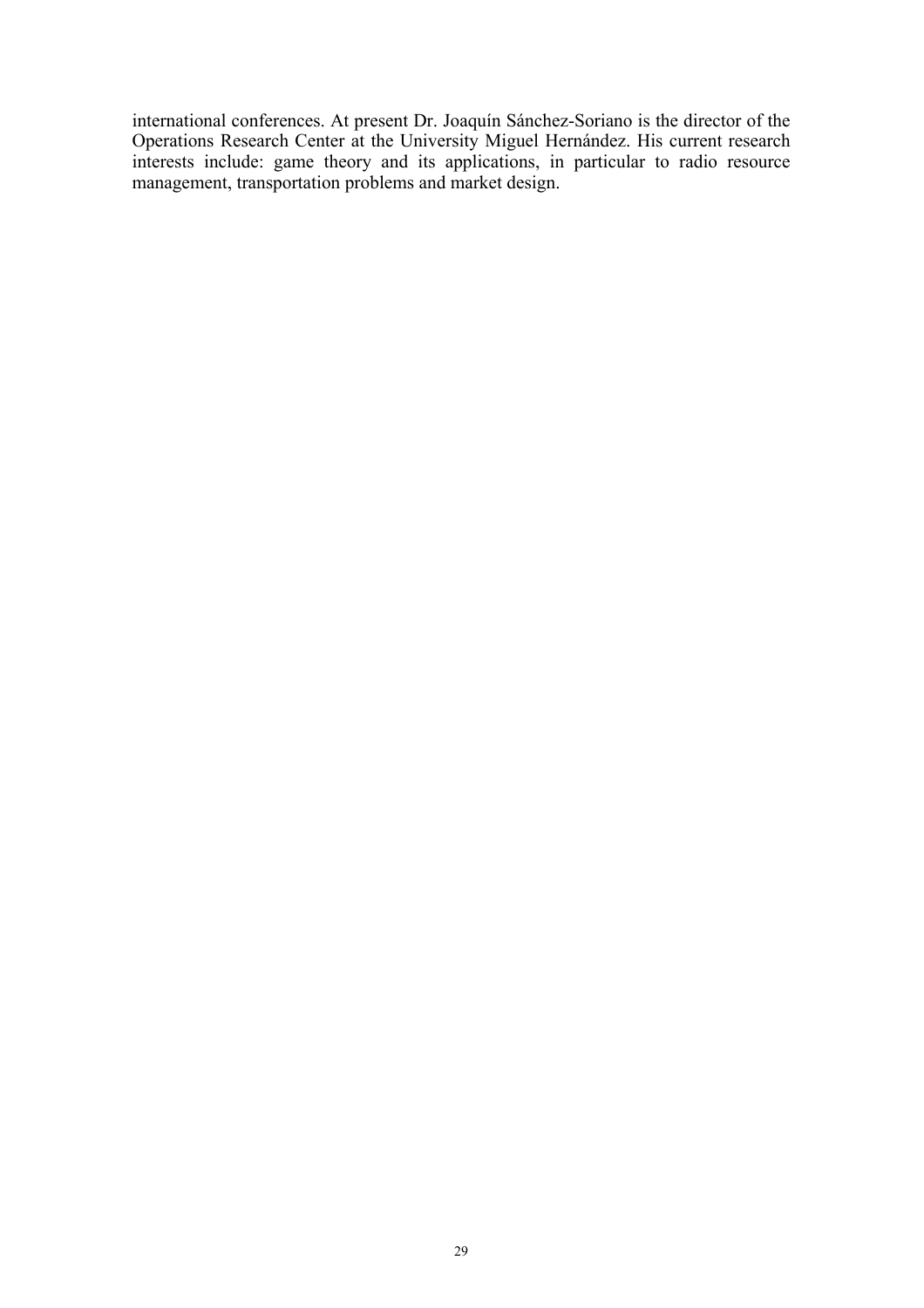international conferences. At present Dr. Joaquín Sánchez-Soriano is the director of the Operations Research Center at the University Miguel Hernández. His current research interests include: game theory and its applications, in particular to radio resource management, transportation problems and market design.